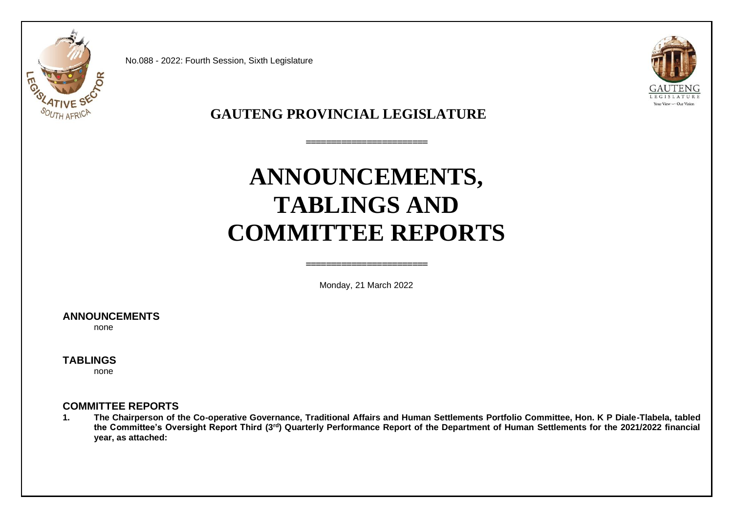No.088 - 2022: Fourth Session, Sixth Legislature

# GAUTENG PROVINCIAL LEGISLATURE

=====================

# ANNOUNCEMENTS, TABLINGS AND COMMITTEE REPORTS

=====================

Monday, 21 March 2022

## ANNOUNCEMENTS

none

## TABLINGS

none

## COMMITTEE REPORTS

**1. The Chairperson of the Co-operative Governance, Traditional Affairs and Human Settlements Portfolio Committee, Hon. K P Diale-Tlabela, tabled the Committee's Oversight Report Third (3rd) Quarterly Performance Report of the Department of Human Settlements for the 2021/2022 financial year, as attached:**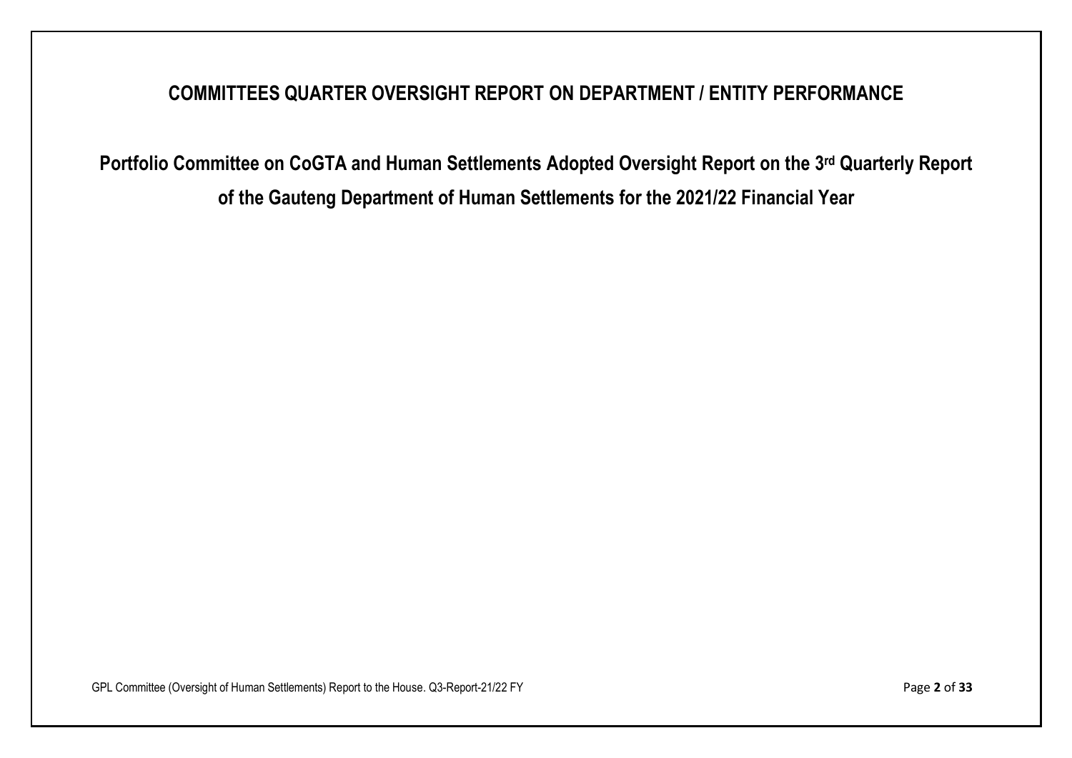# COMMITTEES QUARTER OVERSIGHT REPORT ON DEPARTMENT / ENTITY PERFORMANCE

## Portfolio Committee on CoGTA and Human Settlements Adopted Oversight Report on the 3rd Quarterly Report of the Gauteng Department of Human Settlements for the 2021/22 Financial Year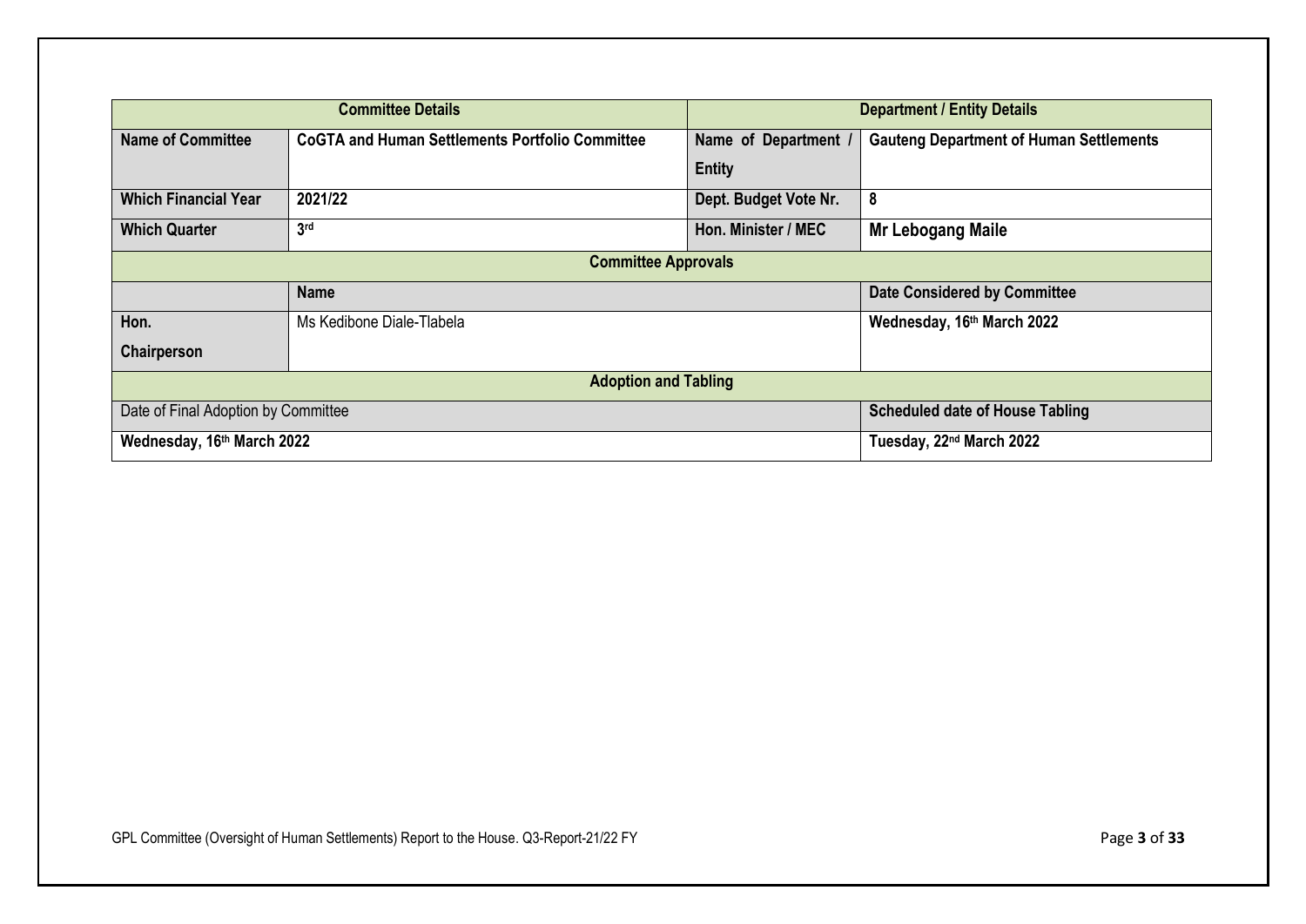| Committee Details | | Department / Entity Details | |
|---|---|---|---|
| **Name of Committee** | **CoGTA and Human Settlements Portfolio Committee** | **Name of Department / Entity** | **Gauteng Department of Human Settlements** |
| **Which Financial Year** | **2021/22** | **Dept. Budget Vote Nr.** | **8** |
| **Which Quarter** | **3rd** | **Hon. Minister / MEC** | **Mr Lebogang Maile** |
| **Committee Approvals** | | | |
| | **Name** | | **Date Considered by Committee** |
| **Hon. Chairperson** | Ms Kedibone Diale-Tlabela | | **Wednesday, 16th March 2022** |
| **Adoption and Tabling** | | | |
| Date of Final Adoption by Committee | | | **Scheduled date of House Tabling** |
| **Wednesday, 16th March 2022** | | | **Tuesday, 22nd March 2022** |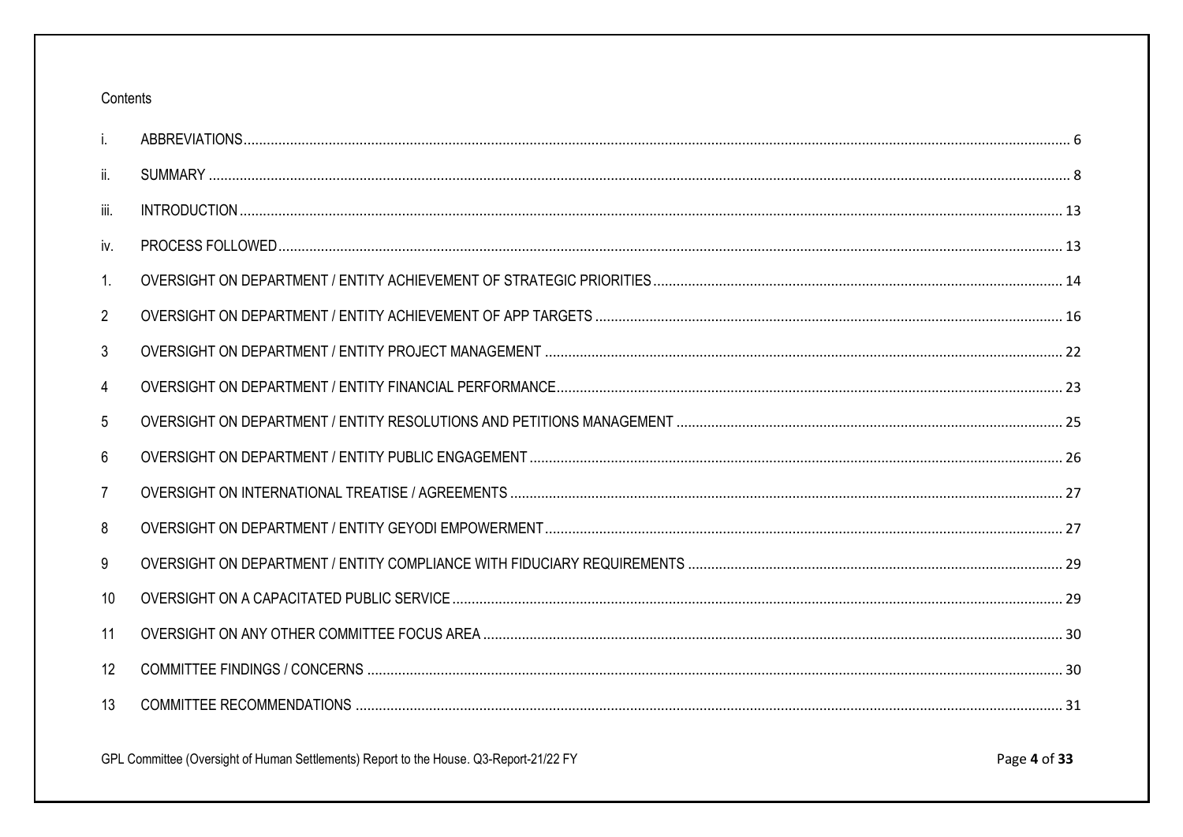Contents

| | | |
|---|---|---|
| i. | ABBREVIATIONS | 6 |
| ii. | SUMMARY | 8 |
| iii. | INTRODUCTION | 13 |
| iv. | PROCESS FOLLOWED | 13 |
| 1. | OVERSIGHT ON DEPARTMENT / ENTITY ACHIEVEMENT OF STRATEGIC PRIORITIES | 14 |
| 2 | OVERSIGHT ON DEPARTMENT / ENTITY ACHIEVEMENT OF APP TARGETS | 16 |
| 3 | OVERSIGHT ON DEPARTMENT / ENTITY PROJECT MANAGEMENT | 22 |
| 4 | OVERSIGHT ON DEPARTMENT / ENTITY FINANCIAL PERFORMANCE | 23 |
| 5 | OVERSIGHT ON DEPARTMENT / ENTITY RESOLUTIONS AND PETITIONS MANAGEMENT | 25 |
| 6 | OVERSIGHT ON DEPARTMENT / ENTITY PUBLIC ENGAGEMENT | 26 |
| 7 | OVERSIGHT ON INTERNATIONAL TREATISE / AGREEMENTS | 27 |
| 8 | OVERSIGHT ON DEPARTMENT / ENTITY GEYODI EMPOWERMENT | 27 |
| 9 | OVERSIGHT ON DEPARTMENT / ENTITY COMPLIANCE WITH FIDUCIARY REQUIREMENTS | 29 |
| 10 | OVERSIGHT ON A CAPACITATED PUBLIC SERVICE | 29 |
| 11 | OVERSIGHT ON ANY OTHER COMMITTEE FOCUS AREA | 30 |
| 12 | COMMITTEE FINDINGS / CONCERNS | 30 |
| 13 | COMMITTEE RECOMMENDATIONS | 31 |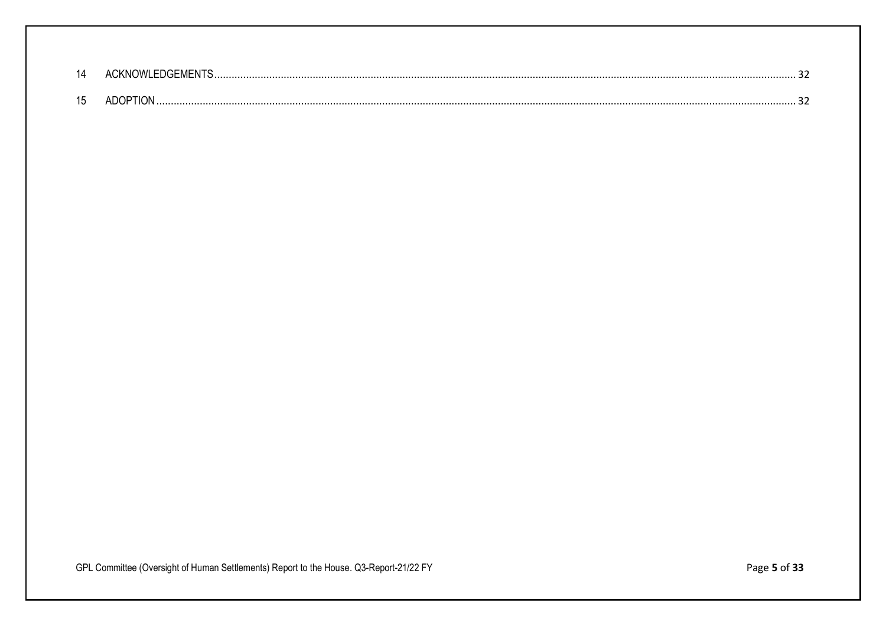14 ACKNOWLEDGEMENTS ..... 32

15 ADOPTION ..... 32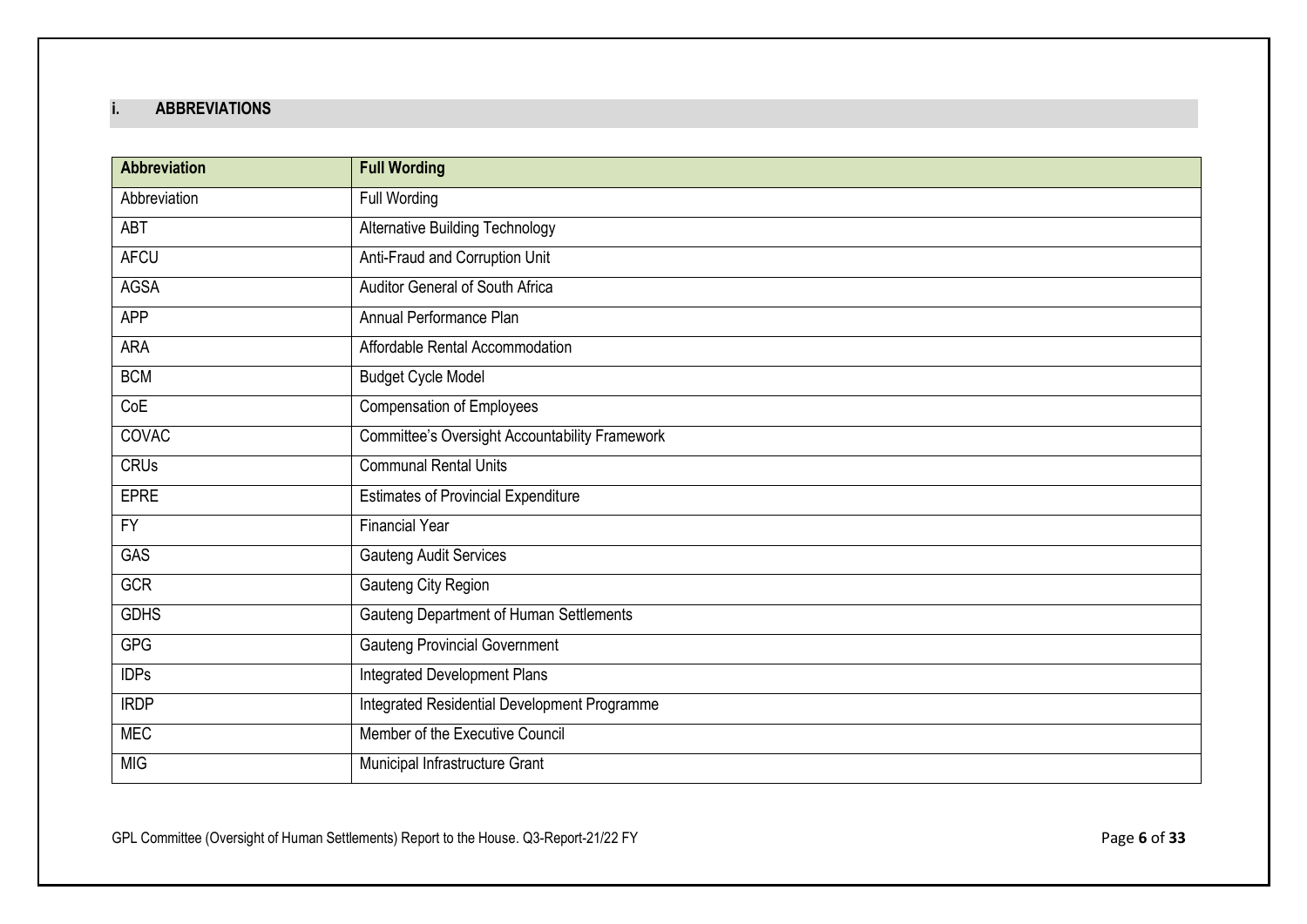## i. ABBREVIATIONS

| Abbreviation | Full Wording |
|---|---|
| Abbreviation | Full Wording |
| ABT | Alternative Building Technology |
| AFCU | Anti-Fraud and Corruption Unit |
| AGSA | Auditor General of South Africa |
| APP | Annual Performance Plan |
| ARA | Affordable Rental Accommodation |
| BCM | Budget Cycle Model |
| CoE | Compensation of Employees |
| COVAC | Committee's Oversight Accountability Framework |
| CRUs | Communal Rental Units |
| EPRE | Estimates of Provincial Expenditure |
| FY | Financial Year |
| GAS | Gauteng Audit Services |
| GCR | Gauteng City Region |
| GDHS | Gauteng Department of Human Settlements |
| GPG | Gauteng Provincial Government |
| IDPs | Integrated Development Plans |
| IRDP | Integrated Residential Development Programme |
| MEC | Member of the Executive Council |
| MIG | Municipal Infrastructure Grant |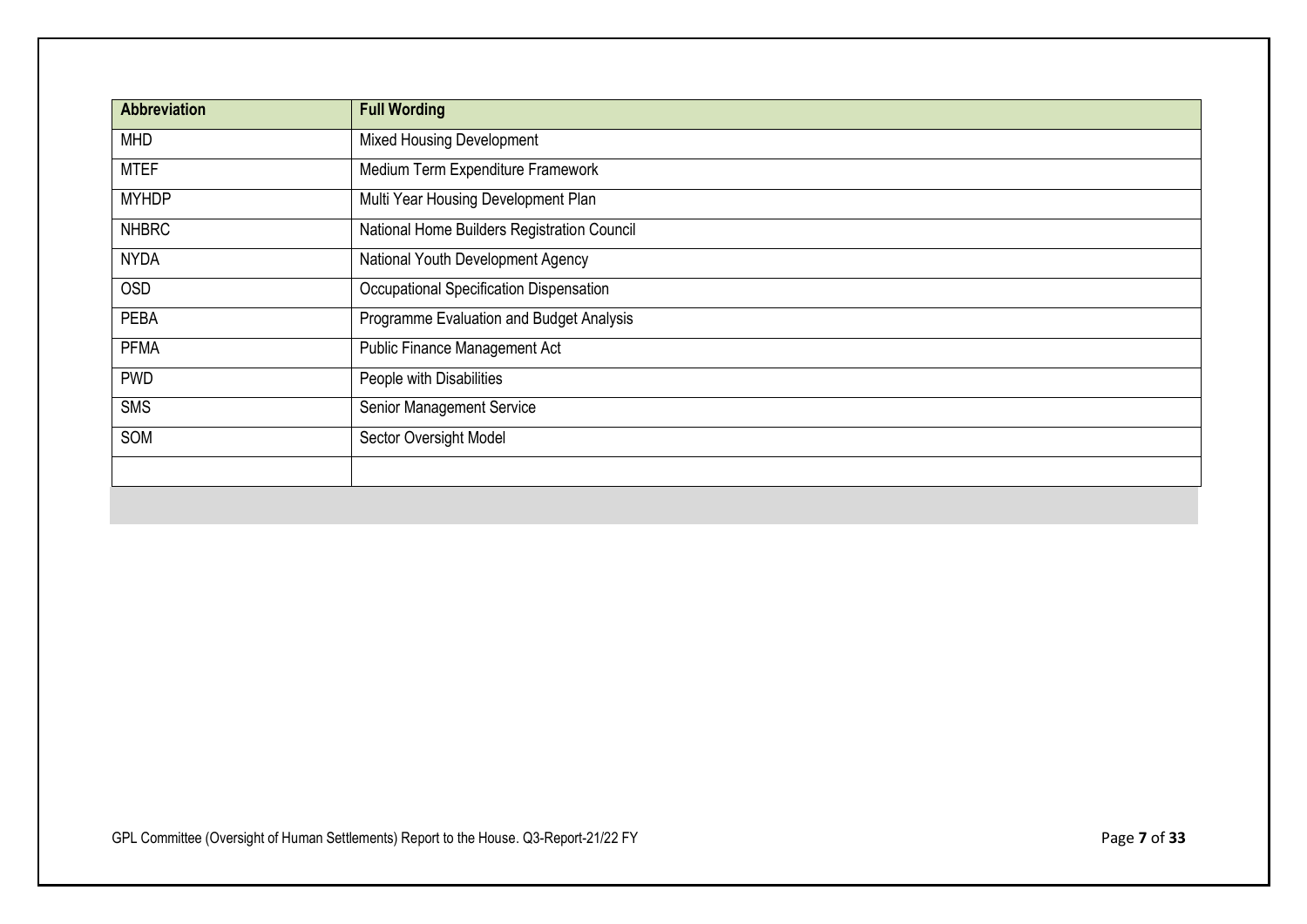| Abbreviation | Full Wording |
| --- | --- |
| MHD | Mixed Housing Development |
| MTEF | Medium Term Expenditure Framework |
| MYHDP | Multi Year Housing Development Plan |
| NHBRC | National Home Builders Registration Council |
| NYDA | National Youth Development Agency |
| OSD | Occupational Specification Dispensation |
| PEBA | Programme Evaluation and Budget Analysis |
| PFMA | Public Finance Management Act |
| PWD | People with Disabilities |
| SMS | Senior Management Service |
| SOM | Sector Oversight Model |
| | |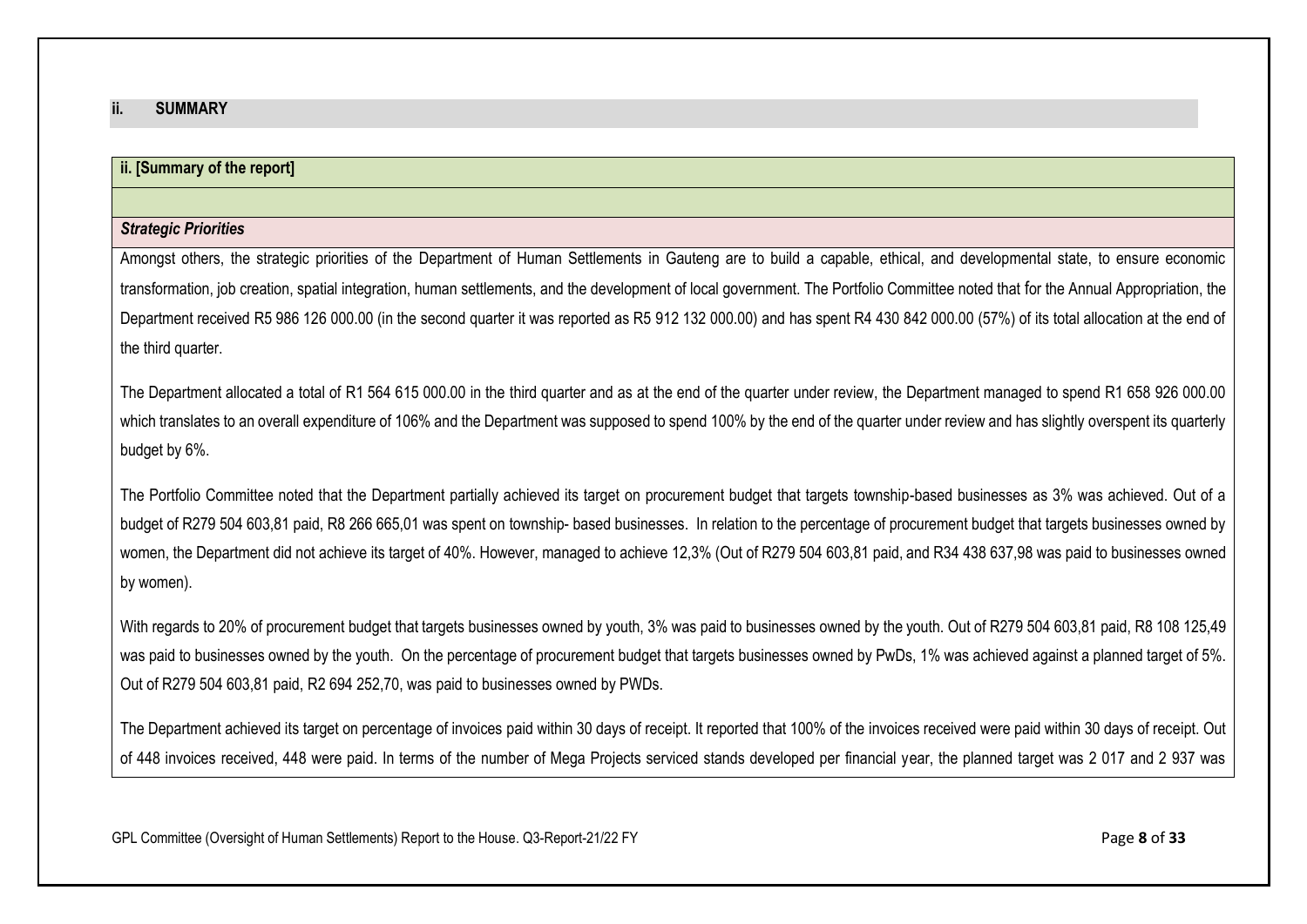## ii. SUMMARY

**ii. [Summary of the report]**

***Strategic Priorities***

Amongst others, the strategic priorities of the Department of Human Settlements in Gauteng are to build a capable, ethical, and developmental state, to ensure economic transformation, job creation, spatial integration, human settlements, and the development of local government. The Portfolio Committee noted that for the Annual Appropriation, the Department received R5 986 126 000.00 (in the second quarter it was reported as R5 912 132 000.00) and has spent R4 430 842 000.00 (57%) of its total allocation at the end of the third quarter.

The Department allocated a total of R1 564 615 000.00 in the third quarter and as at the end of the quarter under review, the Department managed to spend R1 658 926 000.00 which translates to an overall expenditure of 106% and the Department was supposed to spend 100% by the end of the quarter under review and has slightly overspent its quarterly budget by 6%.

The Portfolio Committee noted that the Department partially achieved its target on procurement budget that targets township-based businesses as 3% was achieved. Out of a budget of R279 504 603,81 paid, R8 266 665,01 was spent on township- based businesses. In relation to the percentage of procurement budget that targets businesses owned by women, the Department did not achieve its target of 40%. However, managed to achieve 12,3% (Out of R279 504 603,81 paid, and R34 438 637,98 was paid to businesses owned by women).

With regards to 20% of procurement budget that targets businesses owned by youth, 3% was paid to businesses owned by the youth. Out of R279 504 603,81 paid, R8 108 125,49 was paid to businesses owned by the youth. On the percentage of procurement budget that targets businesses owned by PwDs, 1% was achieved against a planned target of 5%. Out of R279 504 603,81 paid, R2 694 252,70, was paid to businesses owned by PWDs.

The Department achieved its target on percentage of invoices paid within 30 days of receipt. It reported that 100% of the invoices received were paid within 30 days of receipt. Out of 448 invoices received, 448 were paid. In terms of the number of Mega Projects serviced stands developed per financial year, the planned target was 2 017 and 2 937 was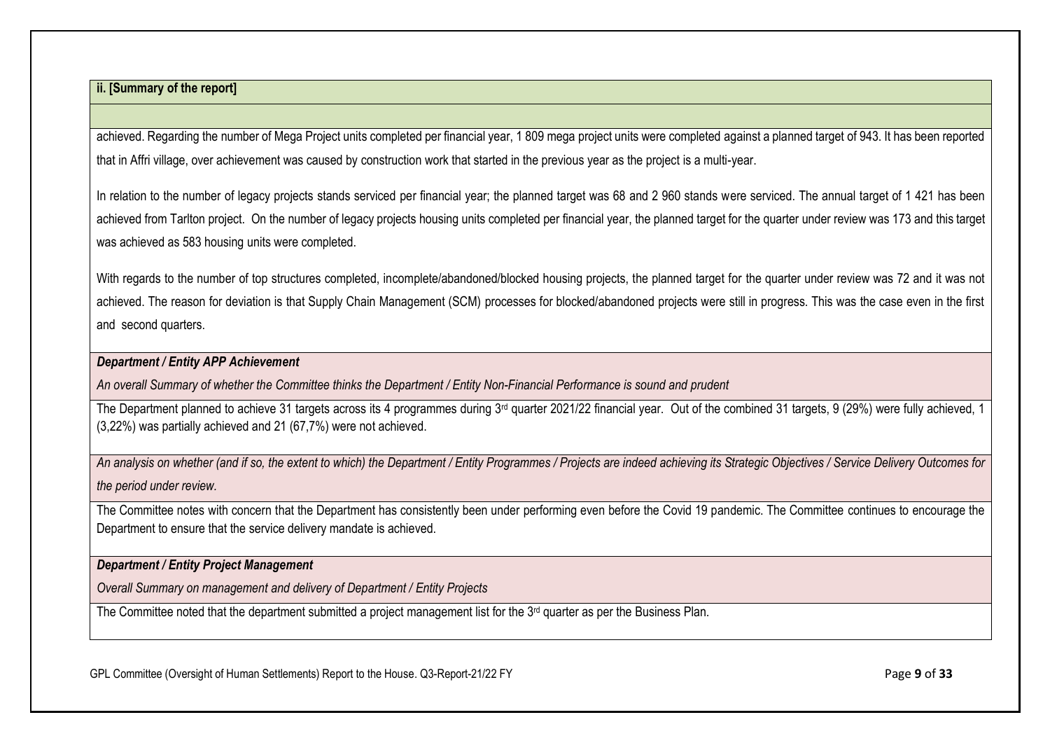**ii. [Summary of the report]**

achieved. Regarding the number of Mega Project units completed per financial year, 1 809 mega project units were completed against a planned target of 943. It has been reported that in Affri village, over achievement was caused by construction work that started in the previous year as the project is a multi-year.

In relation to the number of legacy projects stands serviced per financial year; the planned target was 68 and 2 960 stands were serviced. The annual target of 1 421 has been achieved from Tarlton project. On the number of legacy projects housing units completed per financial year, the planned target for the quarter under review was 173 and this target was achieved as 583 housing units were completed.

With regards to the number of top structures completed, incomplete/abandoned/blocked housing projects, the planned target for the quarter under review was 72 and it was not achieved. The reason for deviation is that Supply Chain Management (SCM) processes for blocked/abandoned projects were still in progress. This was the case even in the first and second quarters.

***Department / Entity APP Achievement***

*An overall Summary of whether the Committee thinks the Department / Entity Non-Financial Performance is sound and prudent*

The Department planned to achieve 31 targets across its 4 programmes during 3rd quarter 2021/22 financial year. Out of the combined 31 targets, 9 (29%) were fully achieved, 1 (3,22%) was partially achieved and 21 (67,7%) were not achieved.

*An analysis on whether (and if so, the extent to which) the Department / Entity Programmes / Projects are indeed achieving its Strategic Objectives / Service Delivery Outcomes for the period under review.*

The Committee notes with concern that the Department has consistently been under performing even before the Covid 19 pandemic. The Committee continues to encourage the Department to ensure that the service delivery mandate is achieved.

***Department / Entity Project Management***

*Overall Summary on management and delivery of Department / Entity Projects*

The Committee noted that the department submitted a project management list for the 3rd quarter as per the Business Plan.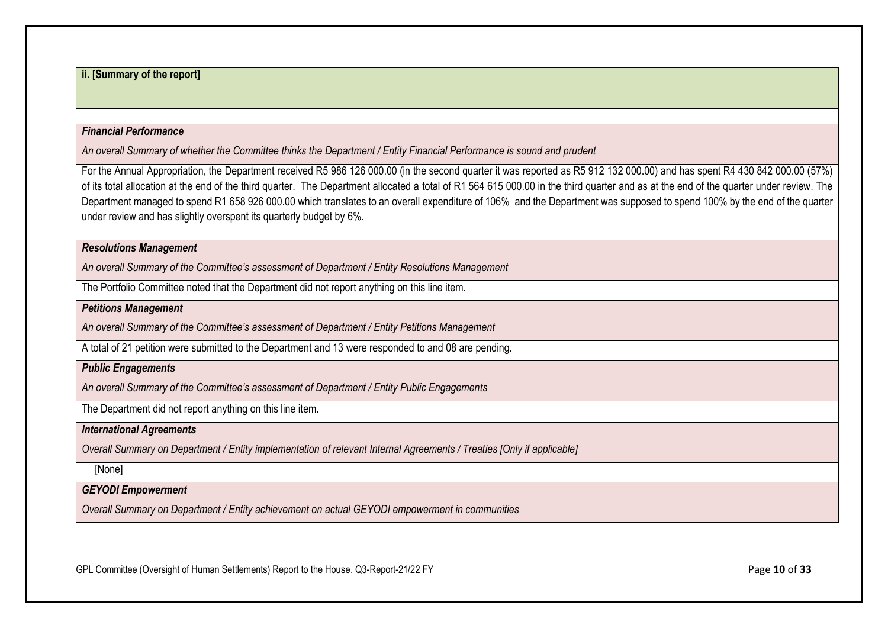**ii. [Summary of the report]**

***Financial Performance***

*An overall Summary of whether the Committee thinks the Department / Entity Financial Performance is sound and prudent*

For the Annual Appropriation, the Department received R5 986 126 000.00 (in the second quarter it was reported as R5 912 132 000.00) and has spent R4 430 842 000.00 (57%) of its total allocation at the end of the third quarter. The Department allocated a total of R1 564 615 000.00 in the third quarter and as at the end of the quarter under review. The Department managed to spend R1 658 926 000.00 which translates to an overall expenditure of 106% and the Department was supposed to spend 100% by the end of the quarter under review and has slightly overspent its quarterly budget by 6%.

***Resolutions Management***

*An overall Summary of the Committee's assessment of Department / Entity Resolutions Management*

The Portfolio Committee noted that the Department did not report anything on this line item.

***Petitions Management***

*An overall Summary of the Committee's assessment of Department / Entity Petitions Management*

A total of 21 petition were submitted to the Department and 13 were responded to and 08 are pending.

***Public Engagements***

*An overall Summary of the Committee's assessment of Department / Entity Public Engagements*

The Department did not report anything on this line item.

***International Agreements***

*Overall Summary on Department / Entity implementation of relevant Internal Agreements / Treaties [Only if applicable]*

[None]

***GEYODI Empowerment***

*Overall Summary on Department / Entity achievement on actual GEYODI empowerment in communities*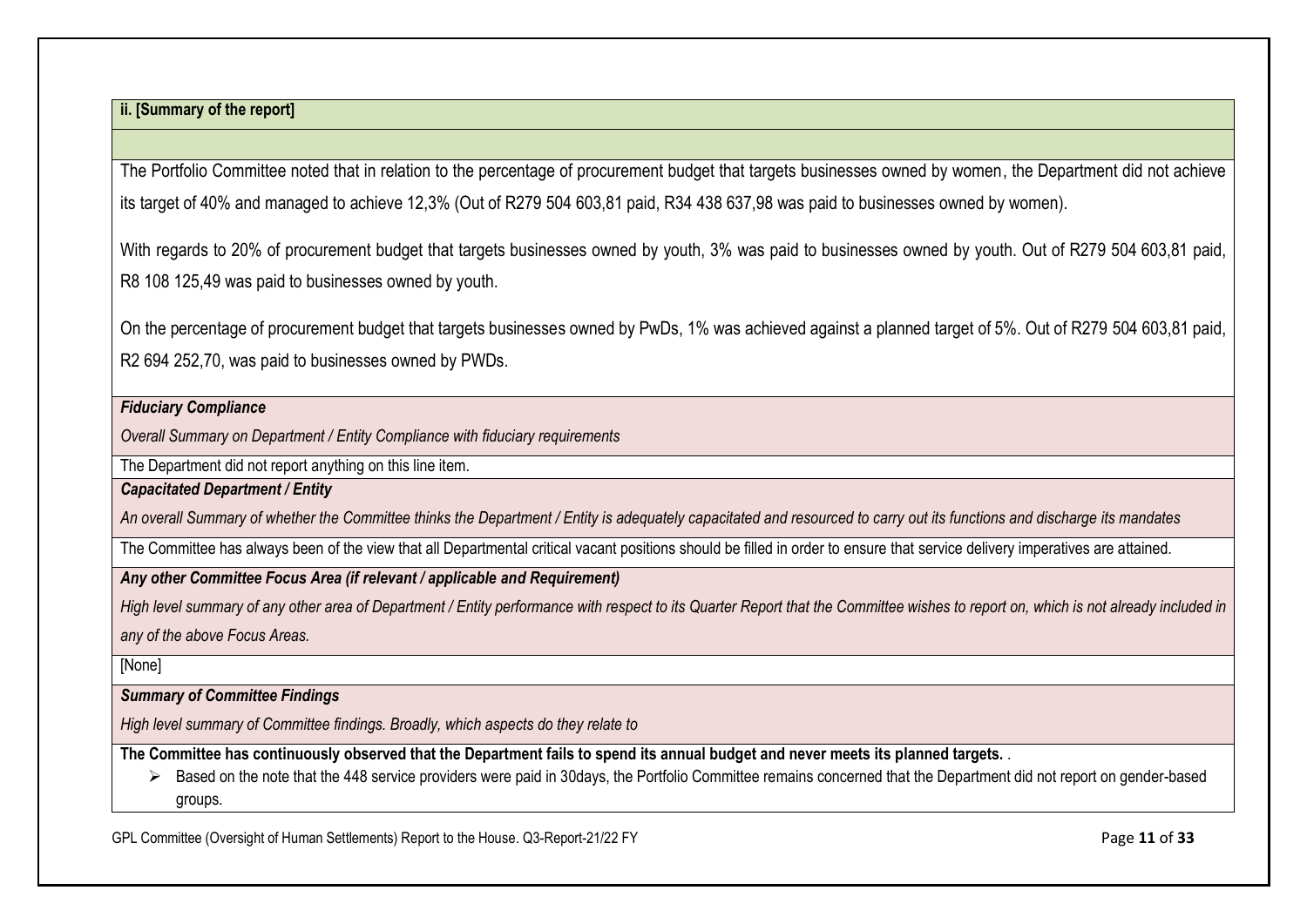**ii. [Summary of the report]**

The Portfolio Committee noted that in relation to the percentage of procurement budget that targets businesses owned by women, the Department did not achieve its target of 40% and managed to achieve 12,3% (Out of R279 504 603,81 paid, R34 438 637,98 was paid to businesses owned by women).

With regards to 20% of procurement budget that targets businesses owned by youth, 3% was paid to businesses owned by youth. Out of R279 504 603,81 paid, R8 108 125,49 was paid to businesses owned by youth.

On the percentage of procurement budget that targets businesses owned by PwDs, 1% was achieved against a planned target of 5%. Out of R279 504 603,81 paid, R2 694 252,70, was paid to businesses owned by PWDs.

***Fiduciary Compliance***

*Overall Summary on Department / Entity Compliance with fiduciary requirements*

The Department did not report anything on this line item.

***Capacitated Department / Entity***

*An overall Summary of whether the Committee thinks the Department / Entity is adequately capacitated and resourced to carry out its functions and discharge its mandates*

The Committee has always been of the view that all Departmental critical vacant positions should be filled in order to ensure that service delivery imperatives are attained.

***Any other Committee Focus Area (if relevant / applicable and Requirement)***

*High level summary of any other area of Department / Entity performance with respect to its Quarter Report that the Committee wishes to report on, which is not already included in any of the above Focus Areas.*

[None]

***Summary of Committee Findings***

*High level summary of Committee findings. Broadly, which aspects do they relate to*

**The Committee has continuously observed that the Department fails to spend its annual budget and never meets its planned targets.** .

- Based on the note that the 448 service providers were paid in 30days, the Portfolio Committee remains concerned that the Department did not report on gender-based groups.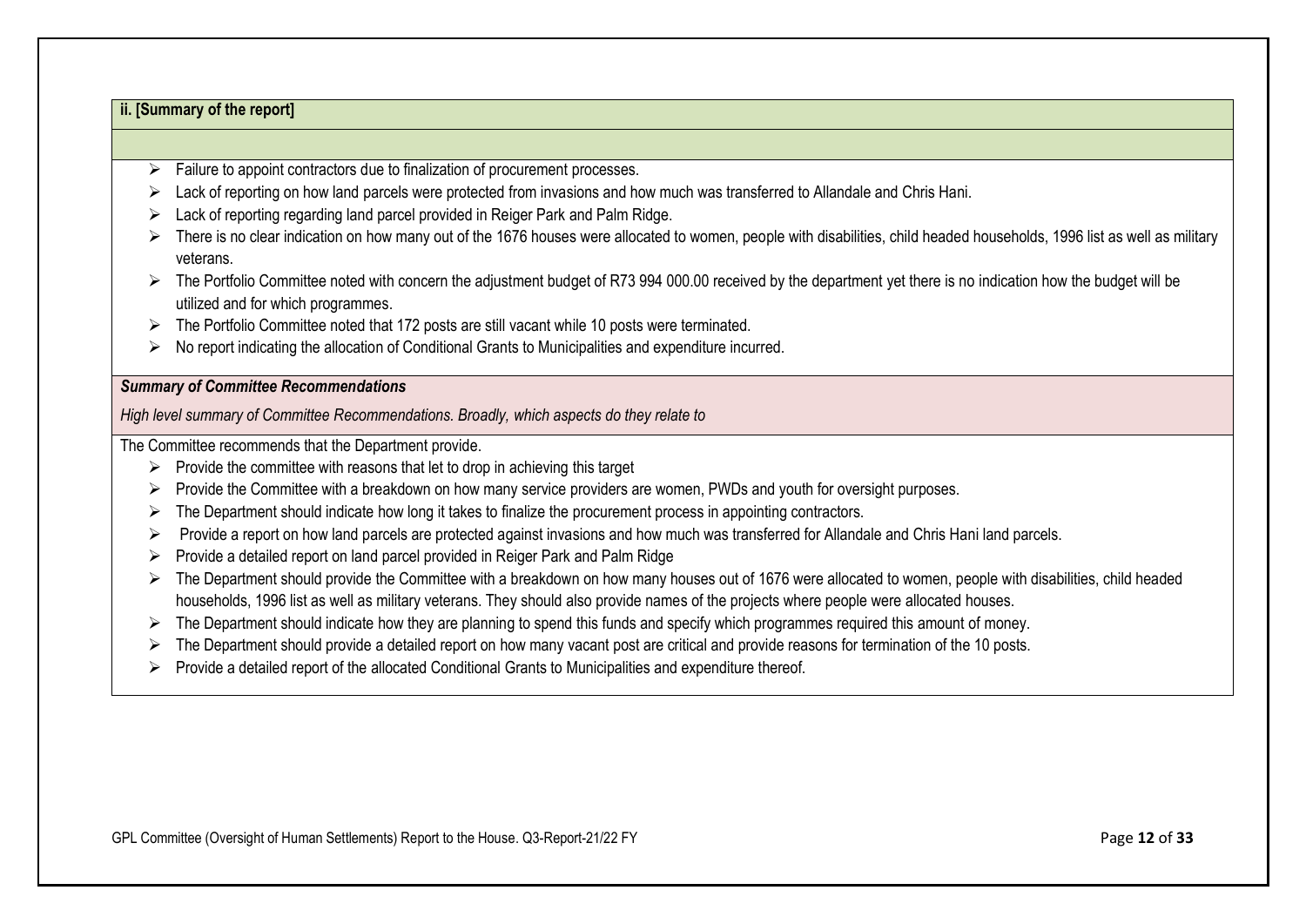**ii. [Summary of the report]**

- Failure to appoint contractors due to finalization of procurement processes.
- Lack of reporting on how land parcels were protected from invasions and how much was transferred to Allandale and Chris Hani.
- Lack of reporting regarding land parcel provided in Reiger Park and Palm Ridge.
- There is no clear indication on how many out of the 1676 houses were allocated to women, people with disabilities, child headed households, 1996 list as well as military veterans.
- The Portfolio Committee noted with concern the adjustment budget of R73 994 000.00 received by the department yet there is no indication how the budget will be utilized and for which programmes.
- The Portfolio Committee noted that 172 posts are still vacant while 10 posts were terminated.
- No report indicating the allocation of Conditional Grants to Municipalities and expenditure incurred.

***Summary of Committee Recommendations***

*High level summary of Committee Recommendations. Broadly, which aspects do they relate to*

The Committee recommends that the Department provide.

- Provide the committee with reasons that let to drop in achieving this target
- Provide the Committee with a breakdown on how many service providers are women, PWDs and youth for oversight purposes.
- The Department should indicate how long it takes to finalize the procurement process in appointing contractors.
- Provide a report on how land parcels are protected against invasions and how much was transferred for Allandale and Chris Hani land parcels.
- Provide a detailed report on land parcel provided in Reiger Park and Palm Ridge
- The Department should provide the Committee with a breakdown on how many houses out of 1676 were allocated to women, people with disabilities, child headed households, 1996 list as well as military veterans. They should also provide names of the projects where people were allocated houses.
- The Department should indicate how they are planning to spend this funds and specify which programmes required this amount of money.
- The Department should provide a detailed report on how many vacant post are critical and provide reasons for termination of the 10 posts.
- Provide a detailed report of the allocated Conditional Grants to Municipalities and expenditure thereof.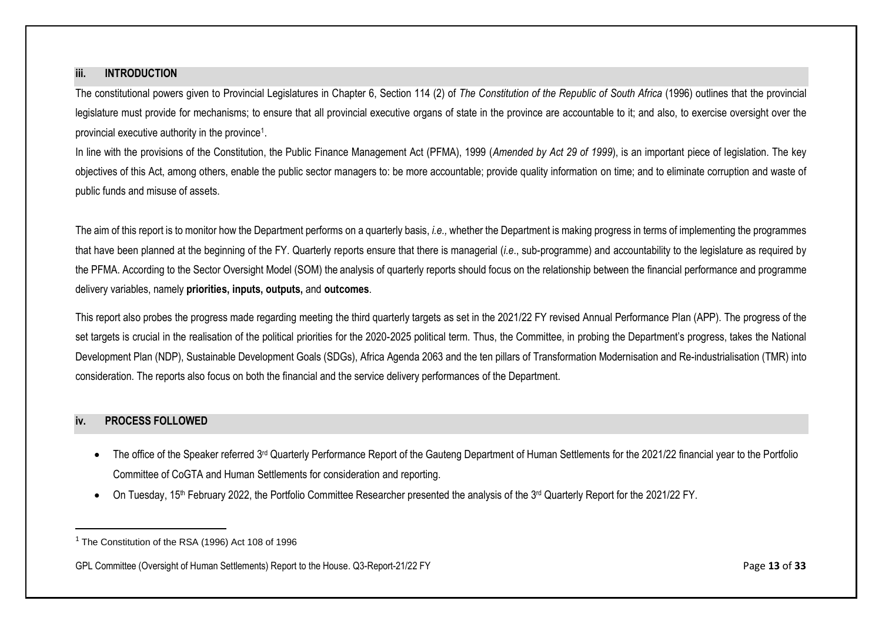## iii. INTRODUCTION

The constitutional powers given to Provincial Legislatures in Chapter 6, Section 114 (2) of *The Constitution of the Republic of South Africa* (1996) outlines that the provincial legislature must provide for mechanisms; to ensure that all provincial executive organs of state in the province are accountable to it; and also, to exercise oversight over the provincial executive authority in the province[1].

In line with the provisions of the Constitution, the Public Finance Management Act (PFMA), 1999 (*Amended by Act 29 of 1999*), is an important piece of legislation. The key objectives of this Act, among others, enable the public sector managers to: be more accountable; provide quality information on time; and to eliminate corruption and waste of public funds and misuse of assets.

The aim of this report is to monitor how the Department performs on a quarterly basis, *i.e.,* whether the Department is making progress in terms of implementing the programmes that have been planned at the beginning of the FY. Quarterly reports ensure that there is managerial (*i.e*., sub-programme) and accountability to the legislature as required by the PFMA. According to the Sector Oversight Model (SOM) the analysis of quarterly reports should focus on the relationship between the financial performance and programme delivery variables, namely **priorities, inputs, outputs,** and **outcomes**.

This report also probes the progress made regarding meeting the third quarterly targets as set in the 2021/22 FY revised Annual Performance Plan (APP). The progress of the set targets is crucial in the realisation of the political priorities for the 2020-2025 political term. Thus, the Committee, in probing the Department's progress, takes the National Development Plan (NDP), Sustainable Development Goals (SDGs), Africa Agenda 2063 and the ten pillars of Transformation Modernisation and Re-industrialisation (TMR) into consideration. The reports also focus on both the financial and the service delivery performances of the Department.

## iv. PROCESS FOLLOWED

- The office of the Speaker referred 3rd Quarterly Performance Report of the Gauteng Department of Human Settlements for the 2021/22 financial year to the Portfolio Committee of CoGTA and Human Settlements for consideration and reporting.
- On Tuesday, 15th February 2022, the Portfolio Committee Researcher presented the analysis of the 3rd Quarterly Report for the 2021/22 FY.

---

[1] The Constitution of the RSA (1996) Act 108 of 1996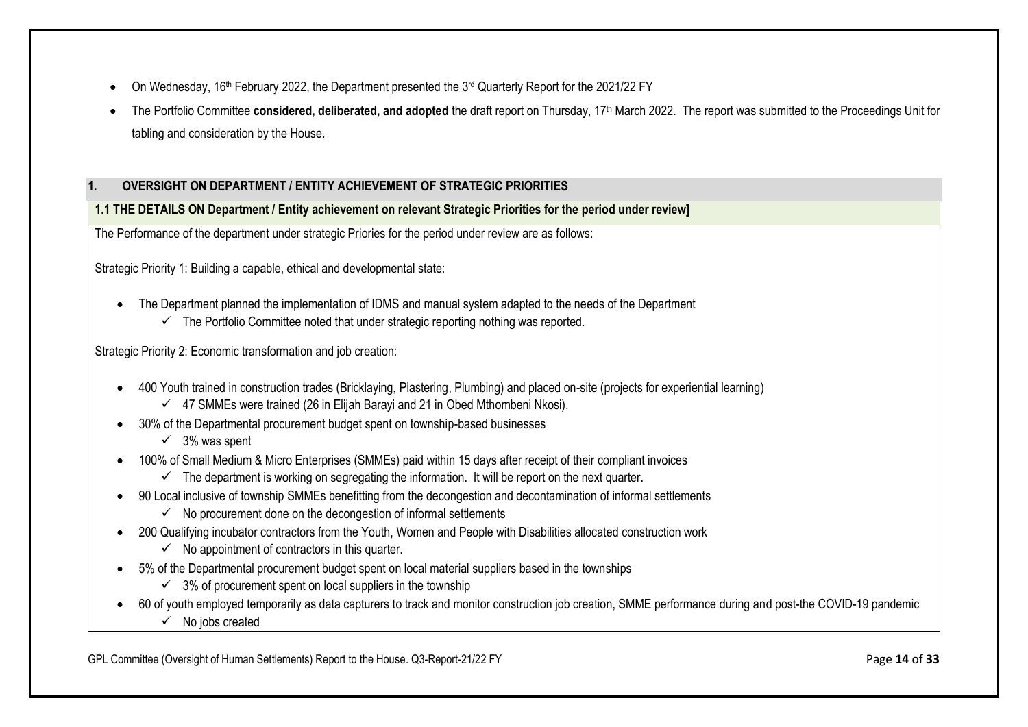- On Wednesday, 16th February 2022, the Department presented the 3rd Quarterly Report for the 2021/22 FY
- The Portfolio Committee **considered, deliberated, and adopted** the draft report on Thursday, 17th March 2022. The report was submitted to the Proceedings Unit for tabling and consideration by the House.

## 1. OVERSIGHT ON DEPARTMENT / ENTITY ACHIEVEMENT OF STRATEGIC PRIORITIES

### 1.1 THE DETAILS ON Department / Entity achievement on relevant Strategic Priorities for the period under review]

The Performance of the department under strategic Priories for the period under review are as follows:

Strategic Priority 1: Building a capable, ethical and developmental state:

- The Department planned the implementation of IDMS and manual system adapted to the needs of the Department
  - ✓ The Portfolio Committee noted that under strategic reporting nothing was reported.

Strategic Priority 2: Economic transformation and job creation:

- 400 Youth trained in construction trades (Bricklaying, Plastering, Plumbing) and placed on-site (projects for experiential learning)
  - ✓ 47 SMMEs were trained (26 in Elijah Barayi and 21 in Obed Mthombeni Nkosi).
- 30% of the Departmental procurement budget spent on township-based businesses
  - ✓ 3% was spent
- 100% of Small Medium & Micro Enterprises (SMMEs) paid within 15 days after receipt of their compliant invoices
  - ✓ The department is working on segregating the information. It will be report on the next quarter.
- 90 Local inclusive of township SMMEs benefitting from the decongestion and decontamination of informal settlements
  - ✓ No procurement done on the decongestion of informal settlements
- 200 Qualifying incubator contractors from the Youth, Women and People with Disabilities allocated construction work
  - ✓ No appointment of contractors in this quarter.
- 5% of the Departmental procurement budget spent on local material suppliers based in the townships
  - ✓ 3% of procurement spent on local suppliers in the township
- 60 of youth employed temporarily as data capturers to track and monitor construction job creation, SMME performance during and post-the COVID-19 pandemic
  - ✓ No jobs created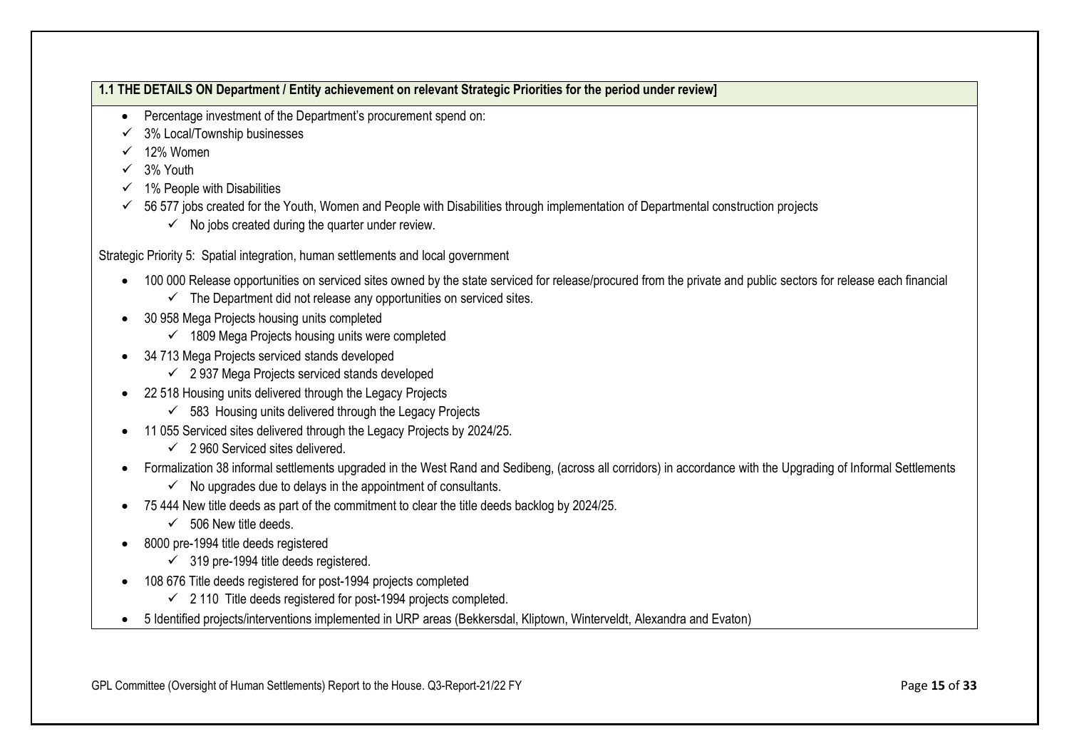**1.1 THE DETAILS ON Department / Entity achievement on relevant Strategic Priorities for the period under review]**

- Percentage investment of the Department's procurement spend on:
- ✓ 3% Local/Township businesses
- ✓ 12% Women
- ✓ 3% Youth
- ✓ 1% People with Disabilities
- ✓ 56 577 jobs created for the Youth, Women and People with Disabilities through implementation of Departmental construction projects
  - ✓ No jobs created during the quarter under review.

Strategic Priority 5: Spatial integration, human settlements and local government

- 100 000 Release opportunities on serviced sites owned by the state serviced for release/procured from the private and public sectors for release each financial
  - ✓ The Department did not release any opportunities on serviced sites.
- 30 958 Mega Projects housing units completed
  - ✓ 1809 Mega Projects housing units were completed
- 34 713 Mega Projects serviced stands developed
  - ✓ 2 937 Mega Projects serviced stands developed
- 22 518 Housing units delivered through the Legacy Projects
  - ✓ 583 Housing units delivered through the Legacy Projects
- 11 055 Serviced sites delivered through the Legacy Projects by 2024/25.
  - ✓ 2 960 Serviced sites delivered.
- Formalization 38 informal settlements upgraded in the West Rand and Sedibeng, (across all corridors) in accordance with the Upgrading of Informal Settlements
  - ✓ No upgrades due to delays in the appointment of consultants.
- 75 444 New title deeds as part of the commitment to clear the title deeds backlog by 2024/25.
  - ✓ 506 New title deeds.
- 8000 pre-1994 title deeds registered
  - ✓ 319 pre-1994 title deeds registered.
- 108 676 Title deeds registered for post-1994 projects completed
  - ✓ 2 110 Title deeds registered for post-1994 projects completed.
- 5 Identified projects/interventions implemented in URP areas (Bekkersdal, Kliptown, Winterveldt, Alexandra and Evaton)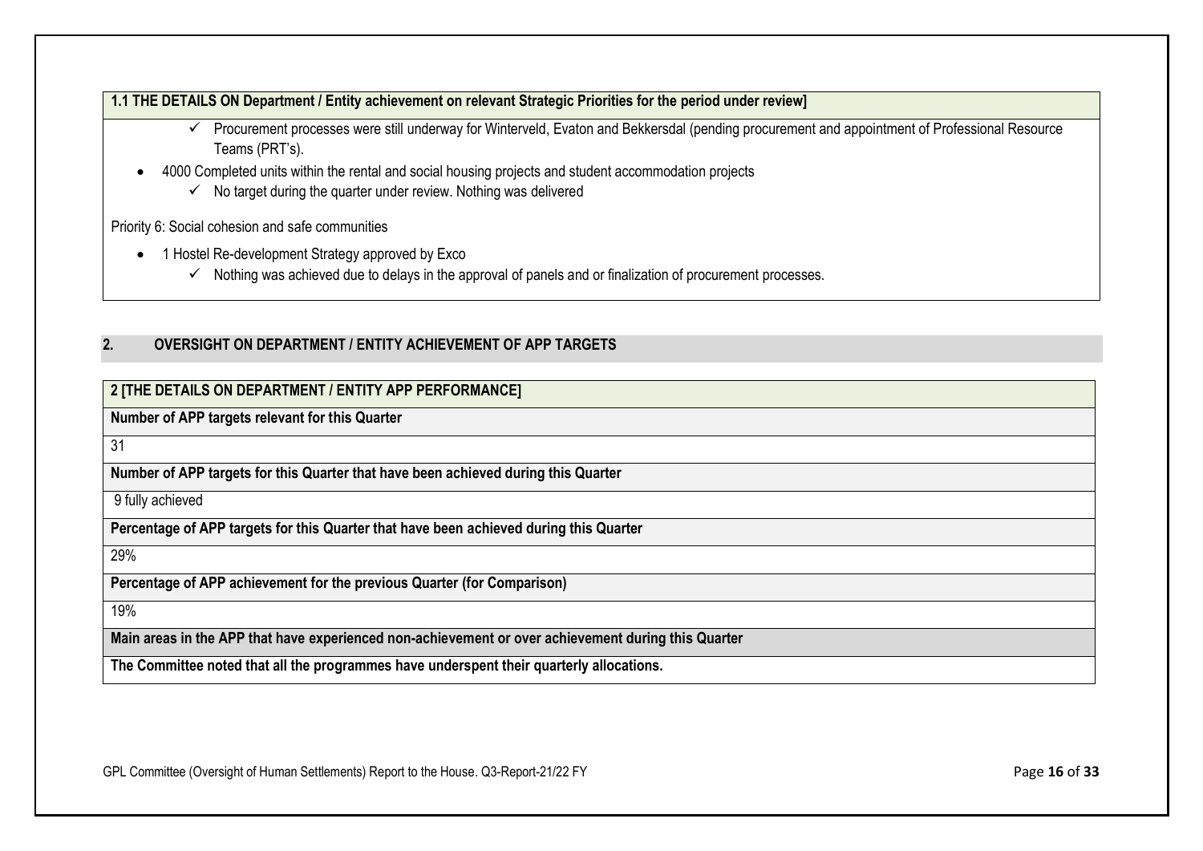**1.1 THE DETAILS ON Department / Entity achievement on relevant Strategic Priorities for the period under review]**

- ✓ Procurement processes were still underway for Winterveld, Evaton and Bekkersdal (pending procurement and appointment of Professional Resource Teams (PRT's).
- 4000 Completed units within the rental and social housing projects and student accommodation projects
  - ✓ No target during the quarter under review. Nothing was delivered

Priority 6: Social cohesion and safe communities

- 1 Hostel Re-development Strategy approved by Exco
  - ✓ Nothing was achieved due to delays in the approval of panels and or finalization of procurement processes.

## 2. OVERSIGHT ON DEPARTMENT / ENTITY ACHIEVEMENT OF APP TARGETS

| 2 [THE DETAILS ON DEPARTMENT / ENTITY APP PERFORMANCE] |
|---|
| **Number of APP targets relevant for this Quarter** |
| 31 |
| **Number of APP targets for this Quarter that have been achieved during this Quarter** |
| 9 fully achieved |
| **Percentage of APP targets for this Quarter that have been achieved during this Quarter** |
| 29% |
| **Percentage of APP achievement for the previous Quarter (for Comparison)** |
| 19% |
| **Main areas in the APP that have experienced non-achievement or over achievement during this Quarter** |
| **The Committee noted that all the programmes have underspent their quarterly allocations.** |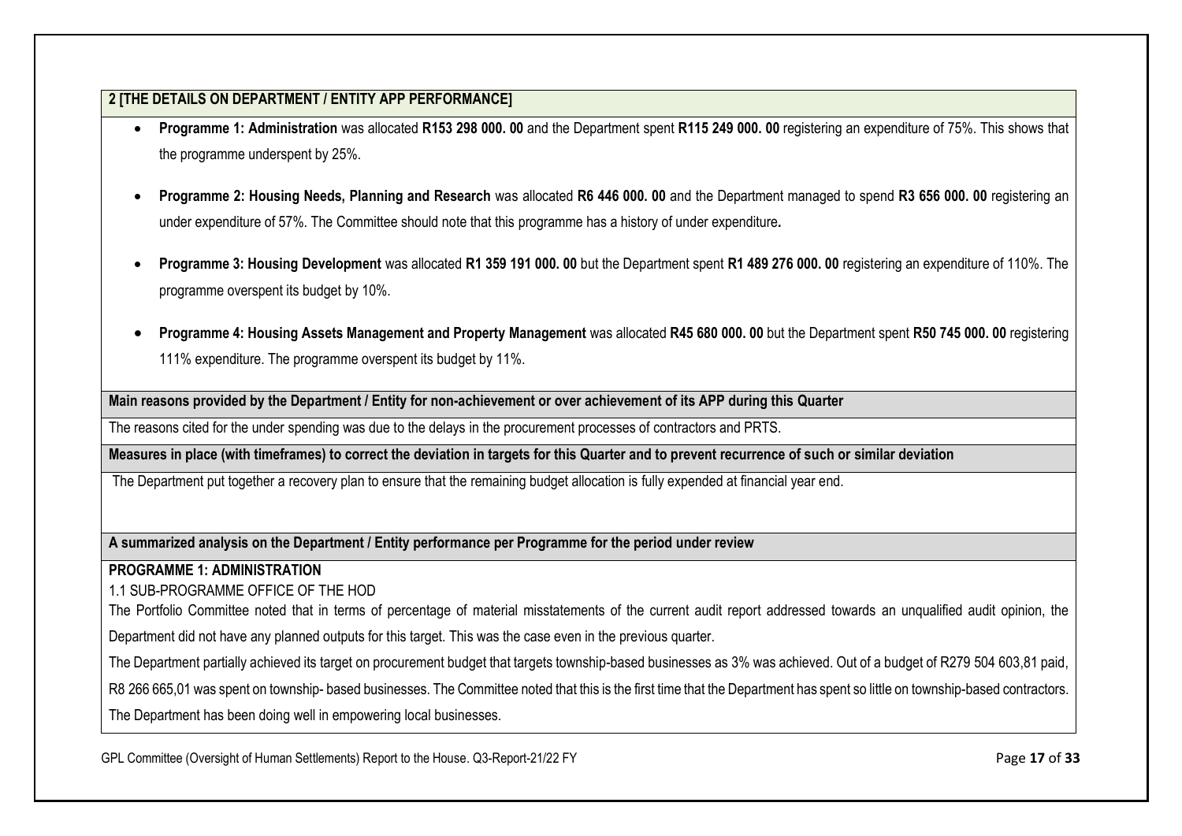## 2 [THE DETAILS ON DEPARTMENT / ENTITY APP PERFORMANCE]

- **Programme 1: Administration** was allocated **R153 298 000. 00** and the Department spent **R115 249 000. 00** registering an expenditure of 75%. This shows that the programme underspent by 25%.
- **Programme 2: Housing Needs, Planning and Research** was allocated **R6 446 000. 00** and the Department managed to spend **R3 656 000. 00** registering an under expenditure of 57%. The Committee should note that this programme has a history of under expenditure**.**
- **Programme 3: Housing Development** was allocated **R1 359 191 000. 00** but the Department spent **R1 489 276 000. 00** registering an expenditure of 110%. The programme overspent its budget by 10%.
- **Programme 4: Housing Assets Management and Property Management** was allocated **R45 680 000. 00** but the Department spent **R50 745 000. 00** registering 111% expenditure. The programme overspent its budget by 11%.

**Main reasons provided by the Department / Entity for non-achievement or over achievement of its APP during this Quarter**

The reasons cited for the under spending was due to the delays in the procurement processes of contractors and PRTS.

**Measures in place (with timeframes) to correct the deviation in targets for this Quarter and to prevent recurrence of such or similar deviation**

The Department put together a recovery plan to ensure that the remaining budget allocation is fully expended at financial year end.

**A summarized analysis on the Department / Entity performance per Programme for the period under review**

**PROGRAMME 1: ADMINISTRATION**

1.1 SUB-PROGRAMME OFFICE OF THE HOD

The Portfolio Committee noted that in terms of percentage of material misstatements of the current audit report addressed towards an unqualified audit opinion, the Department did not have any planned outputs for this target. This was the case even in the previous quarter.

The Department partially achieved its target on procurement budget that targets township-based businesses as 3% was achieved. Out of a budget of R279 504 603,81 paid, R8 266 665,01 was spent on township- based businesses. The Committee noted that this is the first time that the Department has spent so little on township-based contractors. The Department has been doing well in empowering local businesses.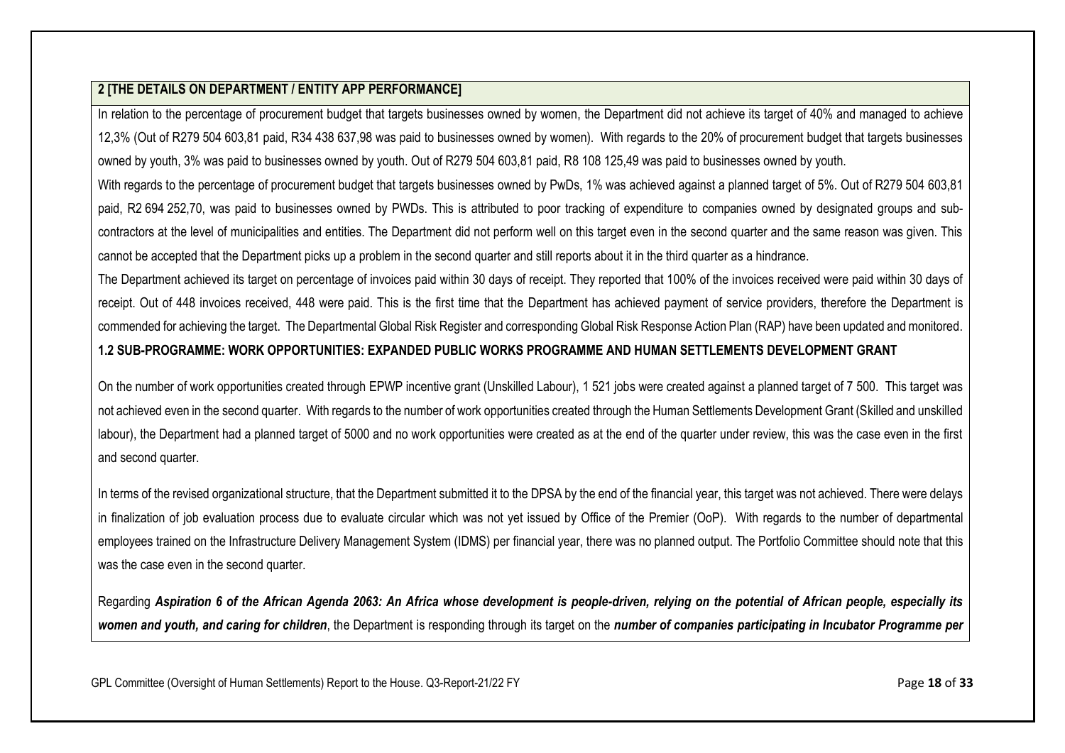## 2 [THE DETAILS ON DEPARTMENT / ENTITY APP PERFORMANCE]

In relation to the percentage of procurement budget that targets businesses owned by women, the Department did not achieve its target of 40% and managed to achieve 12,3% (Out of R279 504 603,81 paid, R34 438 637,98 was paid to businesses owned by women). With regards to the 20% of procurement budget that targets businesses owned by youth, 3% was paid to businesses owned by youth. Out of R279 504 603,81 paid, R8 108 125,49 was paid to businesses owned by youth.

With regards to the percentage of procurement budget that targets businesses owned by PwDs, 1% was achieved against a planned target of 5%. Out of R279 504 603,81 paid, R2 694 252,70, was paid to businesses owned by PWDs. This is attributed to poor tracking of expenditure to companies owned by designated groups and sub-contractors at the level of municipalities and entities. The Department did not perform well on this target even in the second quarter and the same reason was given. This cannot be accepted that the Department picks up a problem in the second quarter and still reports about it in the third quarter as a hindrance.

The Department achieved its target on percentage of invoices paid within 30 days of receipt. They reported that 100% of the invoices received were paid within 30 days of receipt. Out of 448 invoices received, 448 were paid. This is the first time that the Department has achieved payment of service providers, therefore the Department is commended for achieving the target. The Departmental Global Risk Register and corresponding Global Risk Response Action Plan (RAP) have been updated and monitored.

### 1.2 SUB-PROGRAMME: WORK OPPORTUNITIES: EXPANDED PUBLIC WORKS PROGRAMME AND HUMAN SETTLEMENTS DEVELOPMENT GRANT

On the number of work opportunities created through EPWP incentive grant (Unskilled Labour), 1 521 jobs were created against a planned target of 7 500. This target was not achieved even in the second quarter. With regards to the number of work opportunities created through the Human Settlements Development Grant (Skilled and unskilled labour), the Department had a planned target of 5000 and no work opportunities were created as at the end of the quarter under review, this was the case even in the first and second quarter.

In terms of the revised organizational structure, that the Department submitted it to the DPSA by the end of the financial year, this target was not achieved. There were delays in finalization of job evaluation process due to evaluate circular which was not yet issued by Office of the Premier (OoP). With regards to the number of departmental employees trained on the Infrastructure Delivery Management System (IDMS) per financial year, there was no planned output. The Portfolio Committee should note that this was the case even in the second quarter.

Regarding ***Aspiration 6 of the African Agenda 2063: An Africa whose development is people-driven, relying on the potential of African people, especially its women and youth, and caring for children***, the Department is responding through its target on the ***number of companies participating in Incubator Programme per***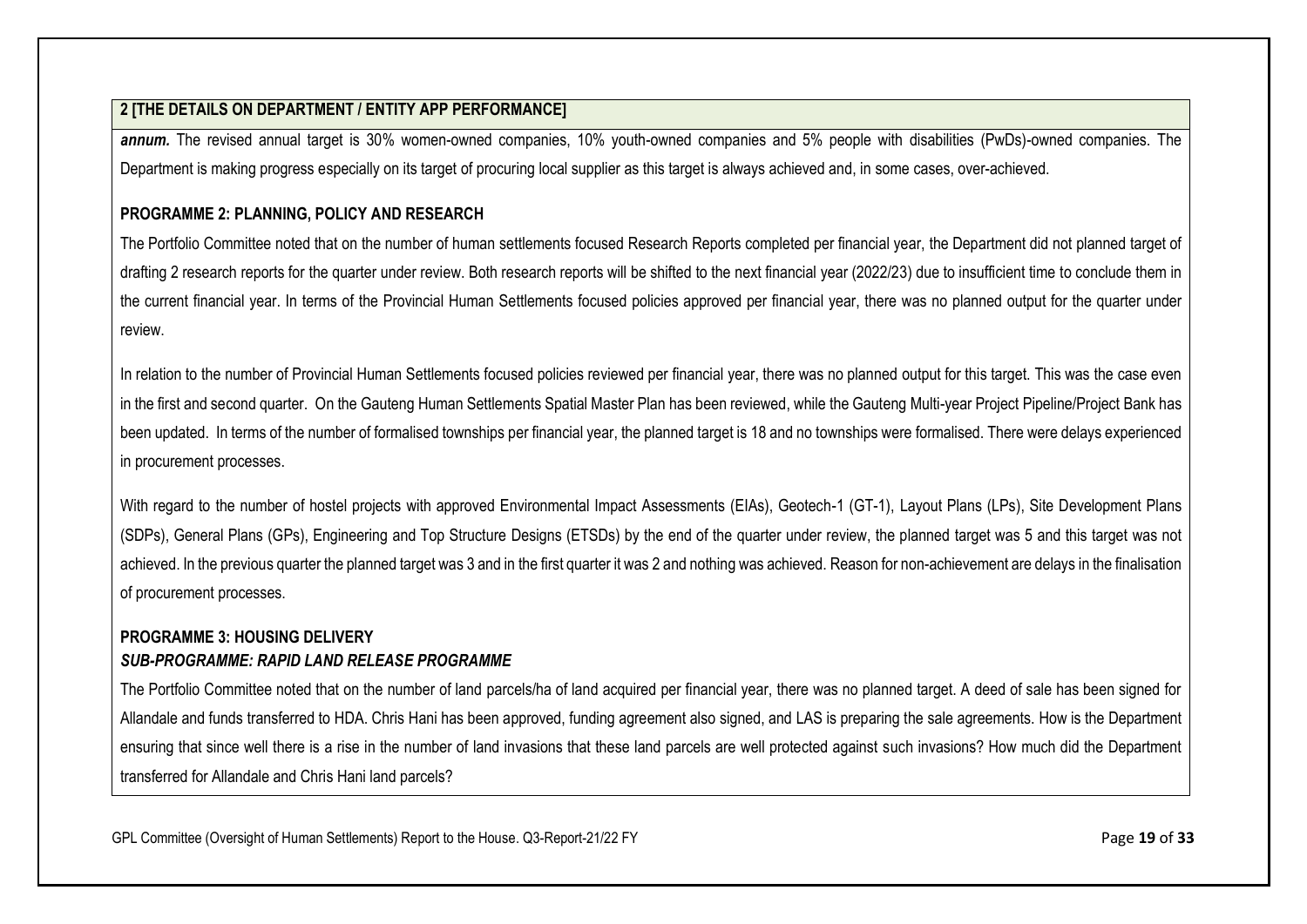## 2 [THE DETAILS ON DEPARTMENT / ENTITY APP PERFORMANCE]

***annum.*** The revised annual target is 30% women-owned companies, 10% youth-owned companies and 5% people with disabilities (PwDs)-owned companies. The Department is making progress especially on its target of procuring local supplier as this target is always achieved and, in some cases, over-achieved.

### PROGRAMME 2: PLANNING, POLICY AND RESEARCH

The Portfolio Committee noted that on the number of human settlements focused Research Reports completed per financial year, the Department did not planned target of drafting 2 research reports for the quarter under review. Both research reports will be shifted to the next financial year (2022/23) due to insufficient time to conclude them in the current financial year. In terms of the Provincial Human Settlements focused policies approved per financial year, there was no planned output for the quarter under review.

In relation to the number of Provincial Human Settlements focused policies reviewed per financial year, there was no planned output for this target. This was the case even in the first and second quarter. On the Gauteng Human Settlements Spatial Master Plan has been reviewed, while the Gauteng Multi-year Project Pipeline/Project Bank has been updated. In terms of the number of formalised townships per financial year, the planned target is 18 and no townships were formalised. There were delays experienced in procurement processes.

With regard to the number of hostel projects with approved Environmental Impact Assessments (EIAs), Geotech-1 (GT-1), Layout Plans (LPs), Site Development Plans (SDPs), General Plans (GPs), Engineering and Top Structure Designs (ETSDs) by the end of the quarter under review, the planned target was 5 and this target was not achieved. In the previous quarter the planned target was 3 and in the first quarter it was 2 and nothing was achieved. Reason for non-achievement are delays in the finalisation of procurement processes.

### PROGRAMME 3: HOUSING DELIVERY

#### *SUB-PROGRAMME: RAPID LAND RELEASE PROGRAMME*

The Portfolio Committee noted that on the number of land parcels/ha of land acquired per financial year, there was no planned target. A deed of sale has been signed for Allandale and funds transferred to HDA. Chris Hani has been approved, funding agreement also signed, and LAS is preparing the sale agreements. How is the Department ensuring that since well there is a rise in the number of land invasions that these land parcels are well protected against such invasions? How much did the Department transferred for Allandale and Chris Hani land parcels?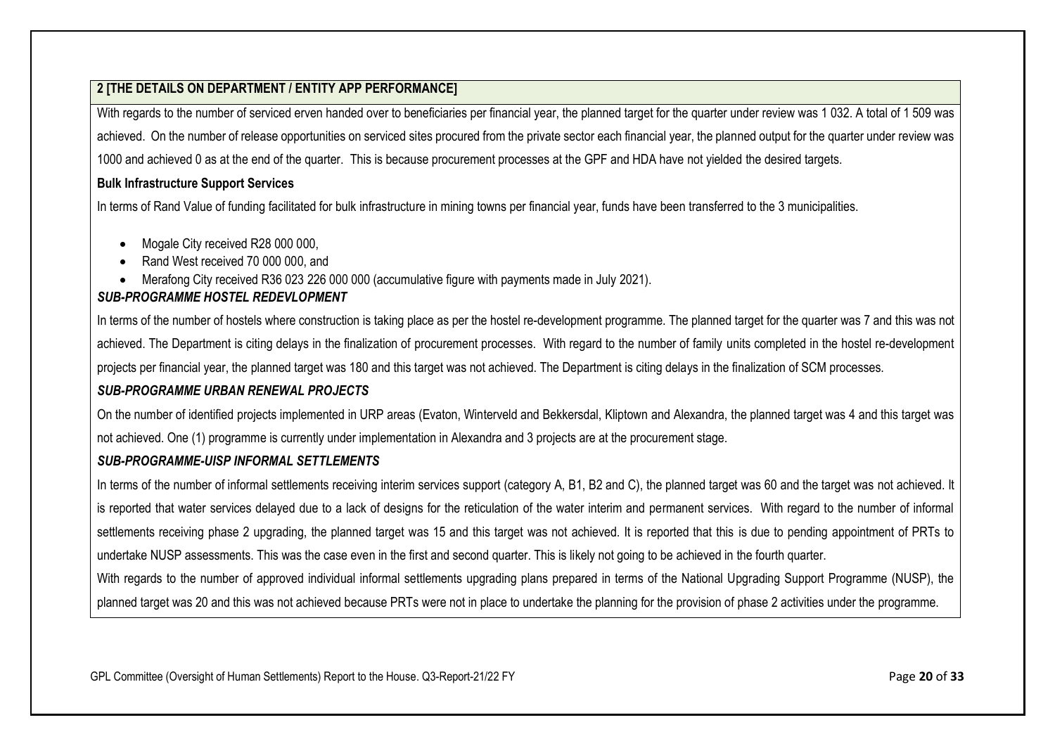## 2 [THE DETAILS ON DEPARTMENT / ENTITY APP PERFORMANCE]

With regards to the number of serviced erven handed over to beneficiaries per financial year, the planned target for the quarter under review was 1 032. A total of 1 509 was achieved. On the number of release opportunities on serviced sites procured from the private sector each financial year, the planned output for the quarter under review was 1000 and achieved 0 as at the end of the quarter. This is because procurement processes at the GPF and HDA have not yielded the desired targets.

**Bulk Infrastructure Support Services**

In terms of Rand Value of funding facilitated for bulk infrastructure in mining towns per financial year, funds have been transferred to the 3 municipalities.

- Mogale City received R28 000 000,
- Rand West received 70 000 000, and
- Merafong City received R36 023 226 000 000 (accumulative figure with payments made in July 2021).

***SUB-PROGRAMME HOSTEL REDEVLOPMENT***

In terms of the number of hostels where construction is taking place as per the hostel re-development programme. The planned target for the quarter was 7 and this was not achieved. The Department is citing delays in the finalization of procurement processes. With regard to the number of family units completed in the hostel re-development projects per financial year, the planned target was 180 and this target was not achieved. The Department is citing delays in the finalization of SCM processes.

***SUB-PROGRAMME URBAN RENEWAL PROJECTS***

On the number of identified projects implemented in URP areas (Evaton, Winterveld and Bekkersdal, Kliptown and Alexandra, the planned target was 4 and this target was not achieved. One (1) programme is currently under implementation in Alexandra and 3 projects are at the procurement stage.

***SUB-PROGRAMME-UISP INFORMAL SETTLEMENTS***

In terms of the number of informal settlements receiving interim services support (category A, B1, B2 and C), the planned target was 60 and the target was not achieved. It is reported that water services delayed due to a lack of designs for the reticulation of the water interim and permanent services. With regard to the number of informal settlements receiving phase 2 upgrading, the planned target was 15 and this target was not achieved. It is reported that this is due to pending appointment of PRTs to undertake NUSP assessments. This was the case even in the first and second quarter. This is likely not going to be achieved in the fourth quarter.

With regards to the number of approved individual informal settlements upgrading plans prepared in terms of the National Upgrading Support Programme (NUSP), the planned target was 20 and this was not achieved because PRTs were not in place to undertake the planning for the provision of phase 2 activities under the programme.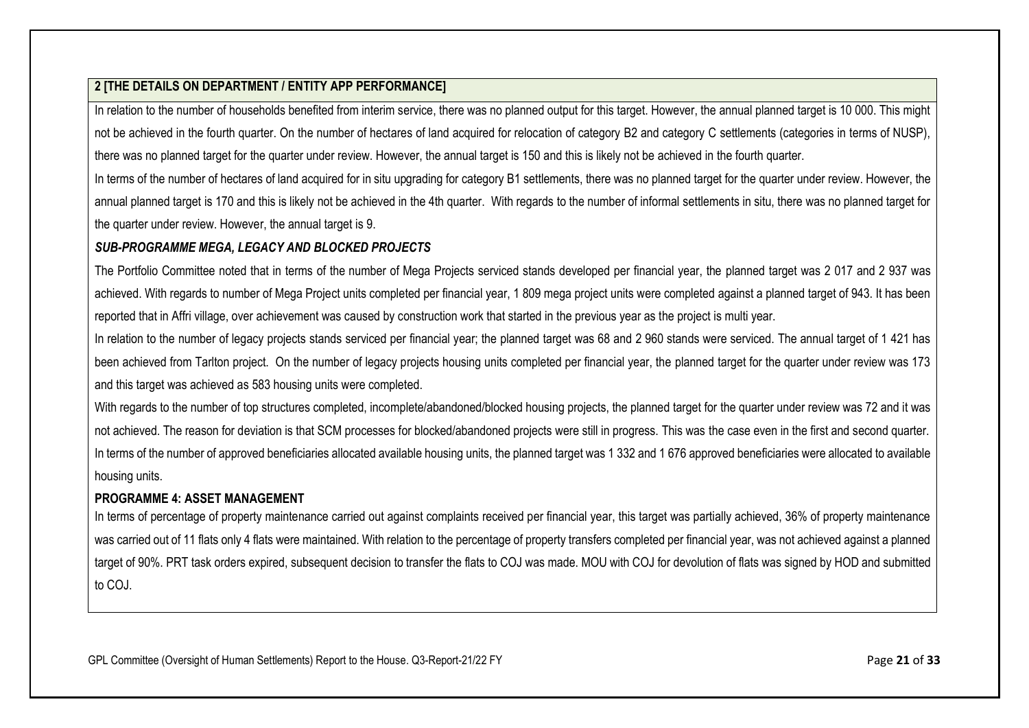## 2 [THE DETAILS ON DEPARTMENT / ENTITY APP PERFORMANCE]

In relation to the number of households benefited from interim service, there was no planned output for this target. However, the annual planned target is 10 000. This might not be achieved in the fourth quarter. On the number of hectares of land acquired for relocation of category B2 and category C settlements (categories in terms of NUSP), there was no planned target for the quarter under review. However, the annual target is 150 and this is likely not be achieved in the fourth quarter.

In terms of the number of hectares of land acquired for in situ upgrading for category B1 settlements, there was no planned target for the quarter under review. However, the annual planned target is 170 and this is likely not be achieved in the 4th quarter. With regards to the number of informal settlements in situ, there was no planned target for the quarter under review. However, the annual target is 9.

### *SUB-PROGRAMME MEGA, LEGACY AND BLOCKED PROJECTS*

The Portfolio Committee noted that in terms of the number of Mega Projects serviced stands developed per financial year, the planned target was 2 017 and 2 937 was achieved. With regards to number of Mega Project units completed per financial year, 1 809 mega project units were completed against a planned target of 943. It has been reported that in Affri village, over achievement was caused by construction work that started in the previous year as the project is multi year.

In relation to the number of legacy projects stands serviced per financial year; the planned target was 68 and 2 960 stands were serviced. The annual target of 1 421 has been achieved from Tarlton project. On the number of legacy projects housing units completed per financial year, the planned target for the quarter under review was 173 and this target was achieved as 583 housing units were completed.

With regards to the number of top structures completed, incomplete/abandoned/blocked housing projects, the planned target for the quarter under review was 72 and it was not achieved. The reason for deviation is that SCM processes for blocked/abandoned projects were still in progress. This was the case even in the first and second quarter. In terms of the number of approved beneficiaries allocated available housing units, the planned target was 1 332 and 1 676 approved beneficiaries were allocated to available housing units.

### PROGRAMME 4: ASSET MANAGEMENT

In terms of percentage of property maintenance carried out against complaints received per financial year, this target was partially achieved, 36% of property maintenance was carried out of 11 flats only 4 flats were maintained. With relation to the percentage of property transfers completed per financial year, was not achieved against a planned target of 90%. PRT task orders expired, subsequent decision to transfer the flats to COJ was made. MOU with COJ for devolution of flats was signed by HOD and submitted to COJ.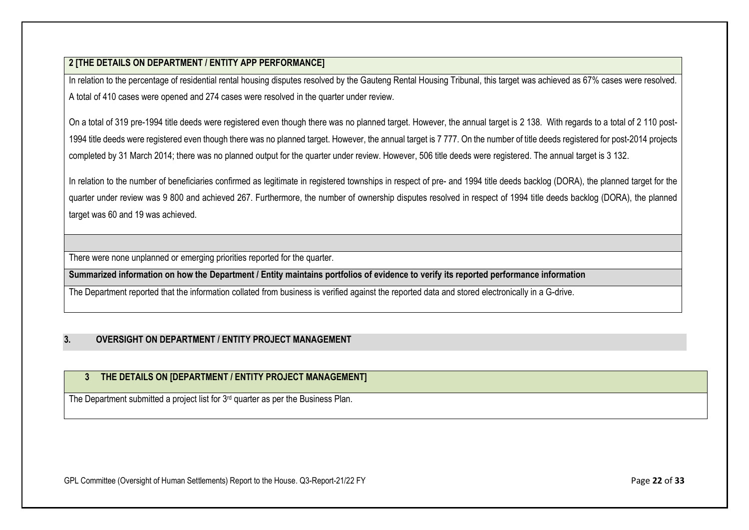**2 [THE DETAILS ON DEPARTMENT / ENTITY APP PERFORMANCE]**

In relation to the percentage of residential rental housing disputes resolved by the Gauteng Rental Housing Tribunal, this target was achieved as 67% cases were resolved. A total of 410 cases were opened and 274 cases were resolved in the quarter under review.

On a total of 319 pre-1994 title deeds were registered even though there was no planned target. However, the annual target is 2 138. With regards to a total of 2 110 post-1994 title deeds were registered even though there was no planned target. However, the annual target is 7 777. On the number of title deeds registered for post-2014 projects completed by 31 March 2014; there was no planned output for the quarter under review. However, 506 title deeds were registered. The annual target is 3 132.

In relation to the number of beneficiaries confirmed as legitimate in registered townships in respect of pre- and 1994 title deeds backlog (DORA), the planned target for the quarter under review was 9 800 and achieved 267. Furthermore, the number of ownership disputes resolved in respect of 1994 title deeds backlog (DORA), the planned target was 60 and 19 was achieved.

There were none unplanned or emerging priorities reported for the quarter.

**Summarized information on how the Department / Entity maintains portfolios of evidence to verify its reported performance information**

The Department reported that the information collated from business is verified against the reported data and stored electronically in a G-drive.

## 3. OVERSIGHT ON DEPARTMENT / ENTITY PROJECT MANAGEMENT

**3 THE DETAILS ON [DEPARTMENT / ENTITY PROJECT MANAGEMENT]**

The Department submitted a project list for 3rd quarter as per the Business Plan.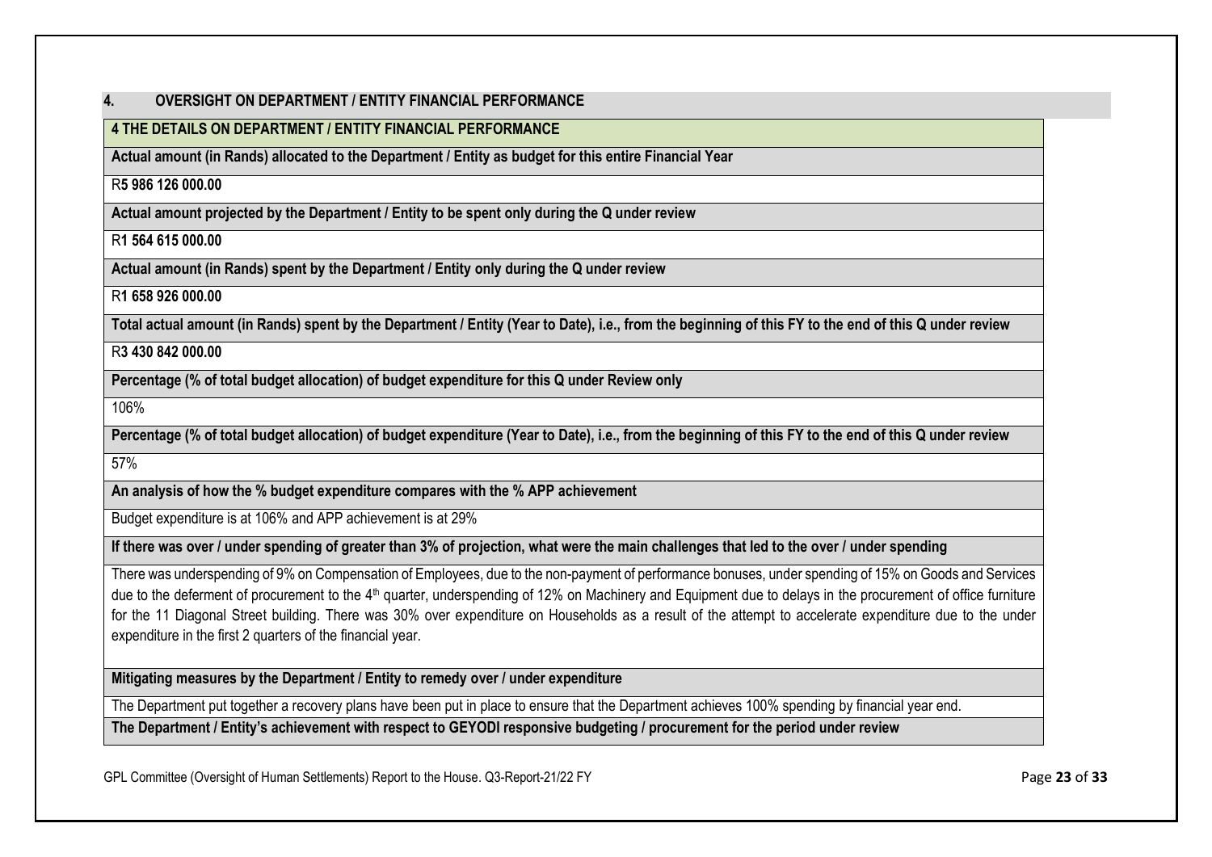## 4. OVERSIGHT ON DEPARTMENT / ENTITY FINANCIAL PERFORMANCE

| 4 THE DETAILS ON DEPARTMENT / ENTITY FINANCIAL PERFORMANCE |
|---|
| **Actual amount (in Rands) allocated to the Department / Entity as budget for this entire Financial Year** |
| R**5 986 126 000.00** |
| **Actual amount projected by the Department / Entity to be spent only during the Q under review** |
| R**1 564 615 000.00** |
| **Actual amount (in Rands) spent by the Department / Entity only during the Q under review** |
| R**1 658 926 000.00** |
| **Total actual amount (in Rands) spent by the Department / Entity (Year to Date), i.e., from the beginning of this FY to the end of this Q under review** |
| R**3 430 842 000.00** |
| **Percentage (% of total budget allocation) of budget expenditure for this Q under Review only** |
| 106% |
| **Percentage (% of total budget allocation) of budget expenditure (Year to Date), i.e., from the beginning of this FY to the end of this Q under review** |
| 57% |
| **An analysis of how the % budget expenditure compares with the % APP achievement** |
| Budget expenditure is at 106% and APP achievement is at 29% |
| **If there was over / under spending of greater than 3% of projection, what were the main challenges that led to the over / under spending** |
| There was underspending of 9% on Compensation of Employees, due to the non-payment of performance bonuses, under spending of 15% on Goods and Services due to the deferment of procurement to the 4th quarter, underspending of 12% on Machinery and Equipment due to delays in the procurement of office furniture for the 11 Diagonal Street building. There was 30% over expenditure on Households as a result of the attempt to accelerate expenditure due to the under expenditure in the first 2 quarters of the financial year. |
| **Mitigating measures by the Department / Entity to remedy over / under expenditure** |
| The Department put together a recovery plans have been put in place to ensure that the Department achieves 100% spending by financial year end. |
| **The Department / Entity's achievement with respect to GEYODI responsive budgeting / procurement for the period under review** |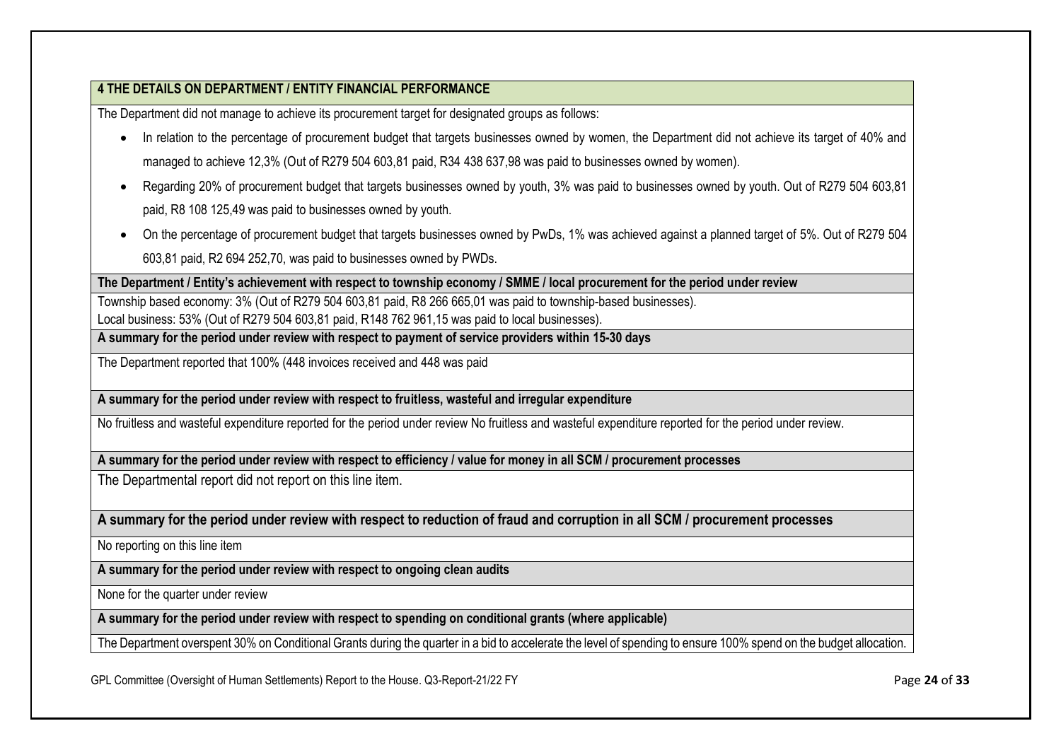## 4 THE DETAILS ON DEPARTMENT / ENTITY FINANCIAL PERFORMANCE

The Department did not manage to achieve its procurement target for designated groups as follows:

- In relation to the percentage of procurement budget that targets businesses owned by women, the Department did not achieve its target of 40% and managed to achieve 12,3% (Out of R279 504 603,81 paid, R34 438 637,98 was paid to businesses owned by women).
- Regarding 20% of procurement budget that targets businesses owned by youth, 3% was paid to businesses owned by youth. Out of R279 504 603,81 paid, R8 108 125,49 was paid to businesses owned by youth.
- On the percentage of procurement budget that targets businesses owned by PwDs, 1% was achieved against a planned target of 5%. Out of R279 504 603,81 paid, R2 694 252,70, was paid to businesses owned by PWDs.

**The Department / Entity's achievement with respect to township economy / SMME / local procurement for the period under review**

Township based economy: 3% (Out of R279 504 603,81 paid, R8 266 665,01 was paid to township-based businesses).
Local business: 53% (Out of R279 504 603,81 paid, R148 762 961,15 was paid to local businesses).

**A summary for the period under review with respect to payment of service providers within 15-30 days**

The Department reported that 100% (448 invoices received and 448 was paid

**A summary for the period under review with respect to fruitless, wasteful and irregular expenditure**

No fruitless and wasteful expenditure reported for the period under review No fruitless and wasteful expenditure reported for the period under review.

**A summary for the period under review with respect to efficiency / value for money in all SCM / procurement processes**

The Departmental report did not report on this line item.

**A summary for the period under review with respect to reduction of fraud and corruption in all SCM / procurement processes**

No reporting on this line item

**A summary for the period under review with respect to ongoing clean audits**

None for the quarter under review

**A summary for the period under review with respect to spending on conditional grants (where applicable)**

The Department overspent 30% on Conditional Grants during the quarter in a bid to accelerate the level of spending to ensure 100% spend on the budget allocation.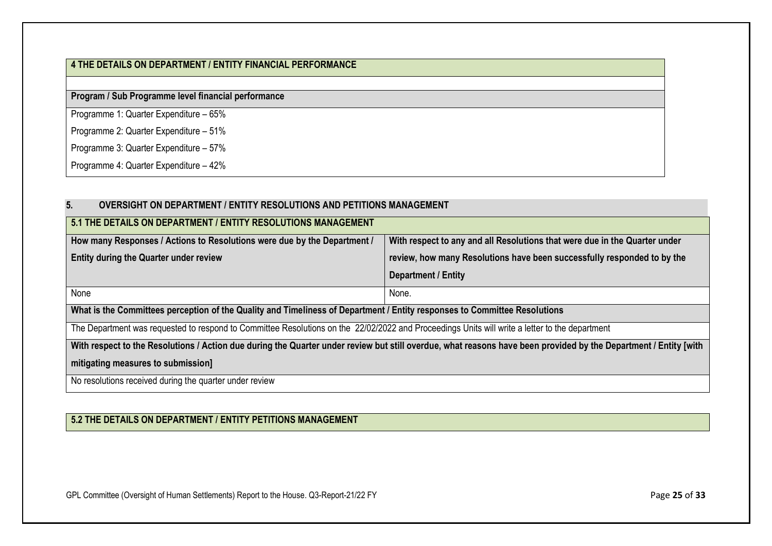## 4 THE DETAILS ON DEPARTMENT / ENTITY FINANCIAL PERFORMANCE

**Program / Sub Programme level financial performance**

Programme 1: Quarter Expenditure – 65%

Programme 2: Quarter Expenditure – 51%

Programme 3: Quarter Expenditure – 57%

Programme 4: Quarter Expenditure – 42%

## 5. OVERSIGHT ON DEPARTMENT / ENTITY RESOLUTIONS AND PETITIONS MANAGEMENT

### 5.1 THE DETAILS ON DEPARTMENT / ENTITY RESOLUTIONS MANAGEMENT

| How many Responses / Actions to Resolutions were due by the Department / Entity during the Quarter under review | With respect to any and all Resolutions that were due in the Quarter under review, how many Resolutions have been successfully responded to by the Department / Entity |
|---|---|
| None | None. |

**What is the Committees perception of the Quality and Timeliness of Department / Entity responses to Committee Resolutions**

The Department was requested to respond to Committee Resolutions on the 22/02/2022 and Proceedings Units will write a letter to the department

**With respect to the Resolutions / Action due during the Quarter under review but still overdue, what reasons have been provided by the Department / Entity [with mitigating measures to submission]**

No resolutions received during the quarter under review

### 5.2 THE DETAILS ON DEPARTMENT / ENTITY PETITIONS MANAGEMENT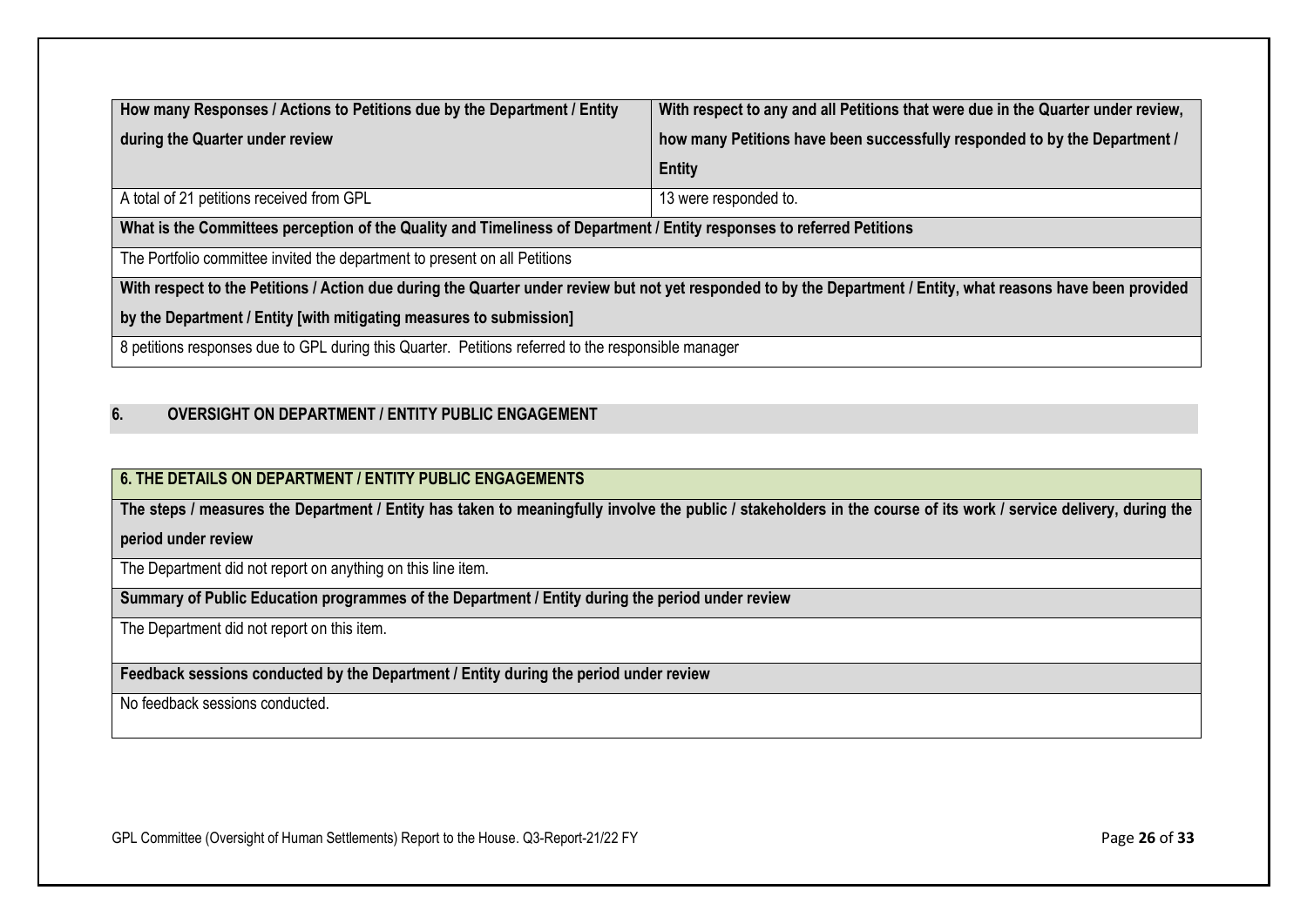| How many Responses / Actions to Petitions due by the Department / Entity during the Quarter under review | With respect to any and all Petitions that were due in the Quarter under review, how many Petitions have been successfully responded to by the Department / Entity |
|---|---|
| A total of 21 petitions received from GPL | 13 were responded to. |
| **What is the Committees perception of the Quality and Timeliness of Department / Entity responses to referred Petitions** | |
| The Portfolio committee invited the department to present on all Petitions | |
| **With respect to the Petitions / Action due during the Quarter under review but not yet responded to by the Department / Entity, what reasons have been provided by the Department / Entity [with mitigating measures to submission]** | |
| 8 petitions responses due to GPL during this Quarter. Petitions referred to the responsible manager | |

## 6. OVERSIGHT ON DEPARTMENT / ENTITY PUBLIC ENGAGEMENT

| 6. THE DETAILS ON DEPARTMENT / ENTITY PUBLIC ENGAGEMENTS |
|---|
| **The steps / measures the Department / Entity has taken to meaningfully involve the public / stakeholders in the course of its work / service delivery, during the period under review** |
| The Department did not report on anything on this line item. |
| **Summary of Public Education programmes of the Department / Entity during the period under review** |
| The Department did not report on this item. |
| **Feedback sessions conducted by the Department / Entity during the period under review** |
| No feedback sessions conducted. |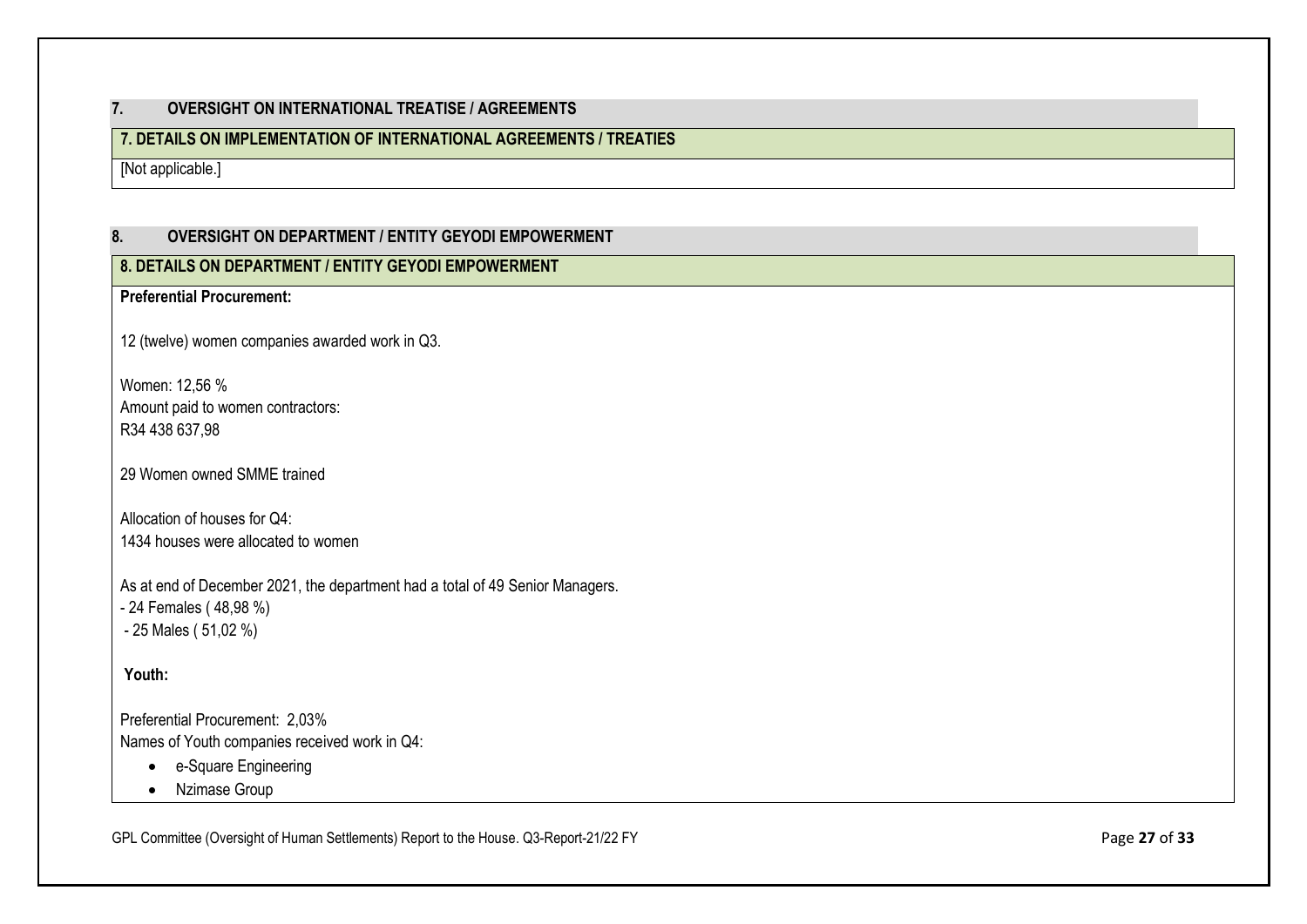## 7. OVERSIGHT ON INTERNATIONAL TREATISE / AGREEMENTS

**7. DETAILS ON IMPLEMENTATION OF INTERNATIONAL AGREEMENTS / TREATIES**

[Not applicable.]

## 8. OVERSIGHT ON DEPARTMENT / ENTITY GEYODI EMPOWERMENT

**8. DETAILS ON DEPARTMENT / ENTITY GEYODI EMPOWERMENT**

**Preferential Procurement:**

12 (twelve) women companies awarded work in Q3.

Women: 12,56 %
Amount paid to women contractors:
R34 438 637,98

29 Women owned SMME trained

Allocation of houses for Q4:
1434 houses were allocated to women

As at end of December 2021, the department had a total of 49 Senior Managers.
- 24 Females ( 48,98 %)
- 25 Males ( 51,02 %)

**Youth:**

Preferential Procurement: 2,03%
Names of Youth companies received work in Q4:

- e-Square Engineering
- Nzimase Group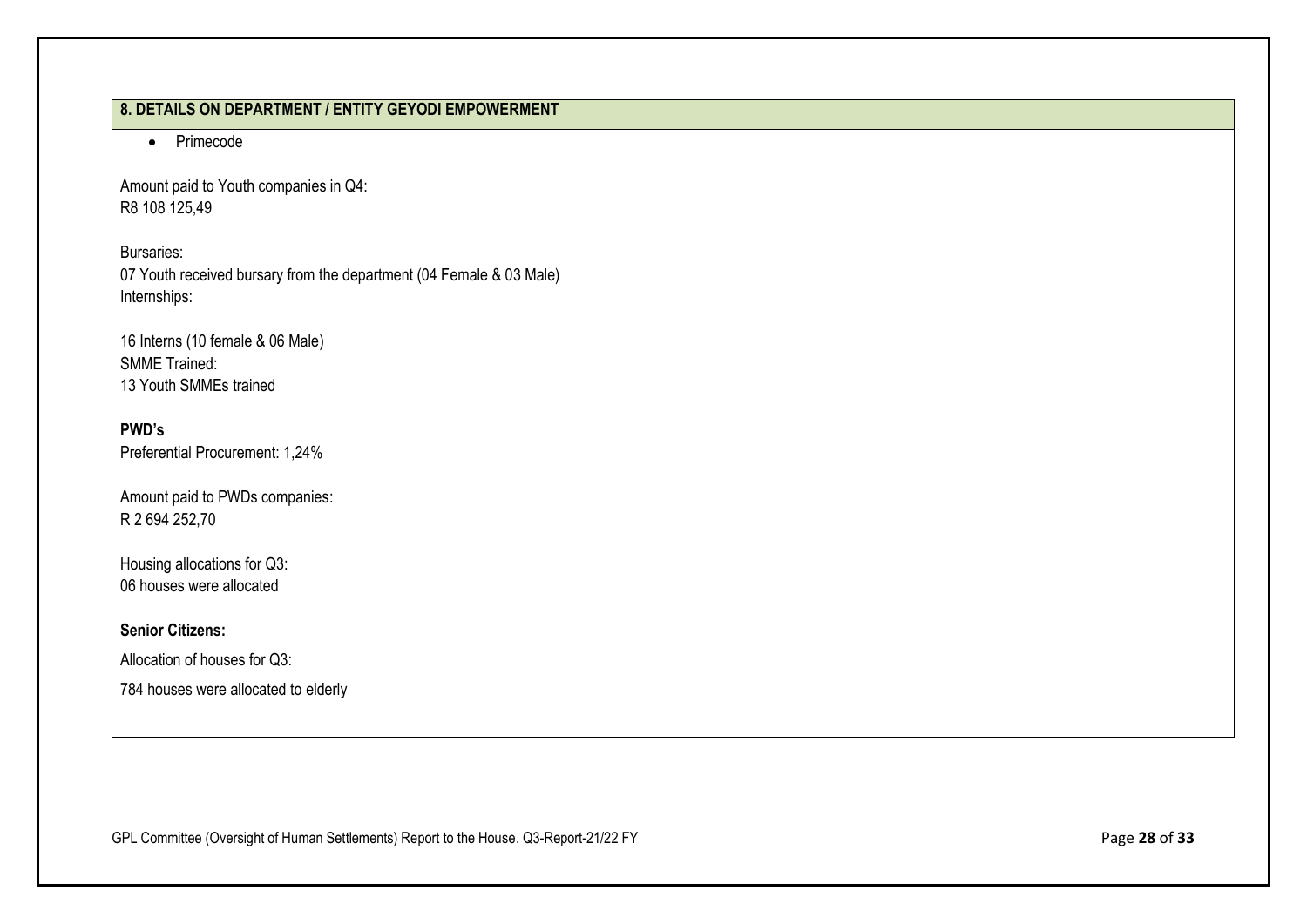## 8. DETAILS ON DEPARTMENT / ENTITY GEYODI EMPOWERMENT

- Primecode

Amount paid to Youth companies in Q4:
R8 108 125,49

Bursaries:
07 Youth received bursary from the department (04 Female & 03 Male)
Internships:

16 Interns (10 female & 06 Male)
SMME Trained:
13 Youth SMMEs trained

**PWD's**
Preferential Procurement: 1,24%

Amount paid to PWDs companies:
R 2 694 252,70

Housing allocations for Q3:
06 houses were allocated

**Senior Citizens:**

Allocation of houses for Q3:

784 houses were allocated to elderly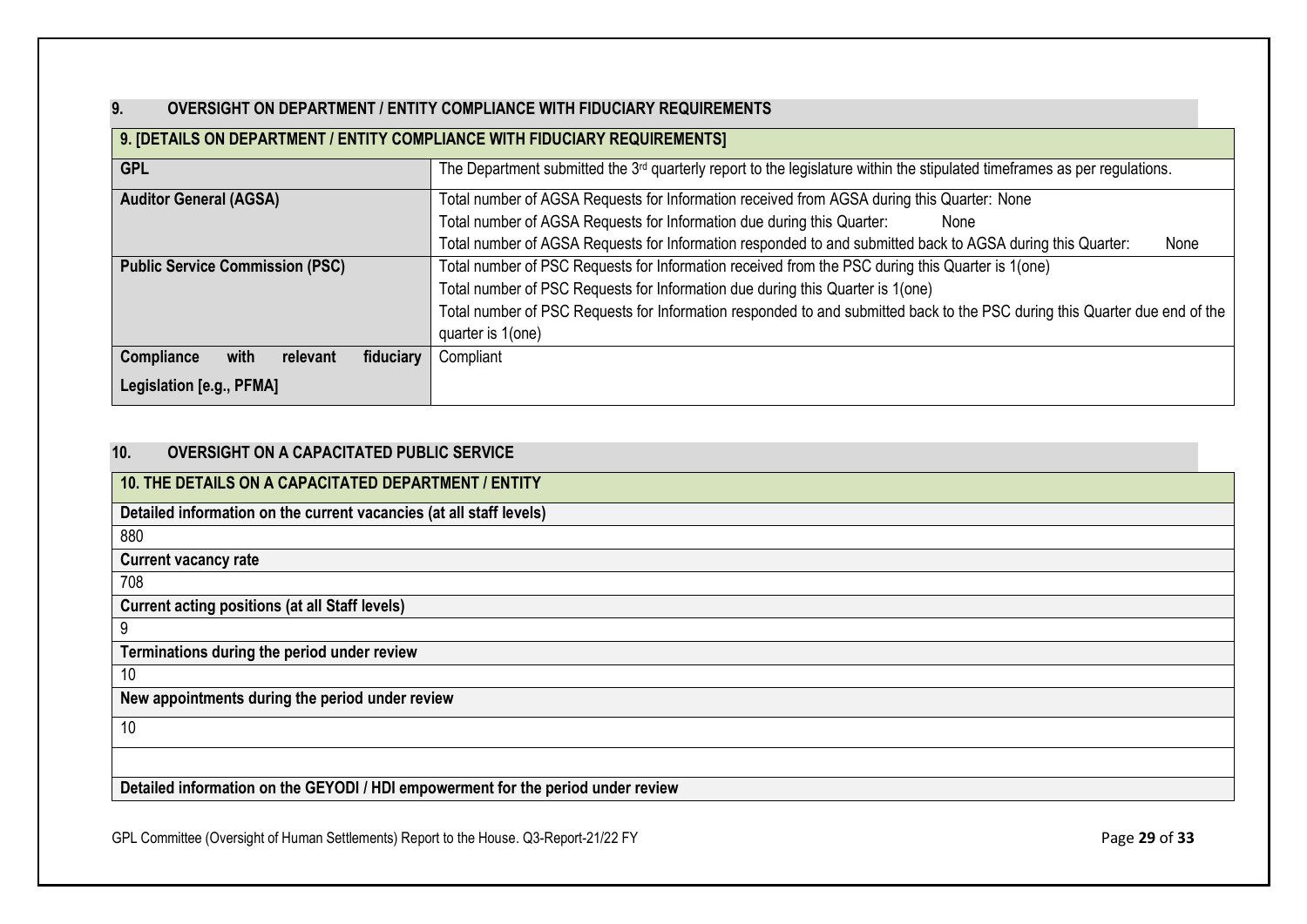## 9. OVERSIGHT ON DEPARTMENT / ENTITY COMPLIANCE WITH FIDUCIARY REQUIREMENTS

| 9. [DETAILS ON DEPARTMENT / ENTITY COMPLIANCE WITH FIDUCIARY REQUIREMENTS] | |
|---|---|
| **GPL** | The Department submitted the 3rd quarterly report to the legislature within the stipulated timeframes as per regulations. |
| **Auditor General (AGSA)** | Total number of AGSA Requests for Information received from AGSA during this Quarter: None<br>Total number of AGSA Requests for Information due during this Quarter: None<br>Total number of AGSA Requests for Information responded to and submitted back to AGSA during this Quarter: None |
| **Public Service Commission (PSC)** | Total number of PSC Requests for Information received from the PSC during this Quarter is 1(one)<br>Total number of PSC Requests for Information due during this Quarter is 1(one)<br>Total number of PSC Requests for Information responded to and submitted back to the PSC during this Quarter due end of the quarter is 1(one) |
| **Compliance with relevant fiduciary Legislation [e.g., PFMA]** | Compliant |

## 10. OVERSIGHT ON A CAPACITATED PUBLIC SERVICE

| 10. THE DETAILS ON A CAPACITATED DEPARTMENT / ENTITY |
|---|
| **Detailed information on the current vacancies (at all staff levels)** |
| 880 |
| **Current vacancy rate** |
| 708 |
| **Current acting positions (at all Staff levels)** |
| 9 |
| **Terminations during the period under review** |
| 10 |
| **New appointments during the period under review** |
| 10 |
| |
| **Detailed information on the GEYODI / HDI empowerment for the period under review** |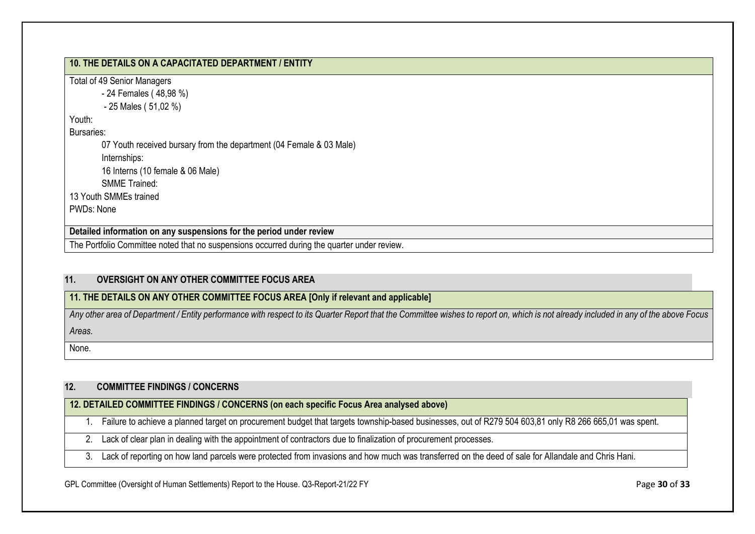**10. THE DETAILS ON A CAPACITATED DEPARTMENT / ENTITY**

Total of 49 Senior Managers

- 24 Females ( 48,98 %)
- 25 Males ( 51,02 %)

Youth:

Bursaries:

07 Youth received bursary from the department (04 Female & 03 Male)

Internships:

16 Interns (10 female & 06 Male)

SMME Trained:

13 Youth SMMEs trained

PWDs: None

**Detailed information on any suspensions for the period under review**

The Portfolio Committee noted that no suspensions occurred during the quarter under review.

## 11. OVERSIGHT ON ANY OTHER COMMITTEE FOCUS AREA

**11. THE DETAILS ON ANY OTHER COMMITTEE FOCUS AREA [Only if relevant and applicable]**

*Any other area of Department / Entity performance with respect to its Quarter Report that the Committee wishes to report on, which is not already included in any of the above Focus Areas.*

None.

## 12. COMMITTEE FINDINGS / CONCERNS

**12. DETAILED COMMITTEE FINDINGS / CONCERNS (on each specific Focus Area analysed above)**

1. Failure to achieve a planned target on procurement budget that targets township-based businesses, out of R279 504 603,81 only R8 266 665,01 was spent.
2. Lack of clear plan in dealing with the appointment of contractors due to finalization of procurement processes.
3. Lack of reporting on how land parcels were protected from invasions and how much was transferred on the deed of sale for Allandale and Chris Hani.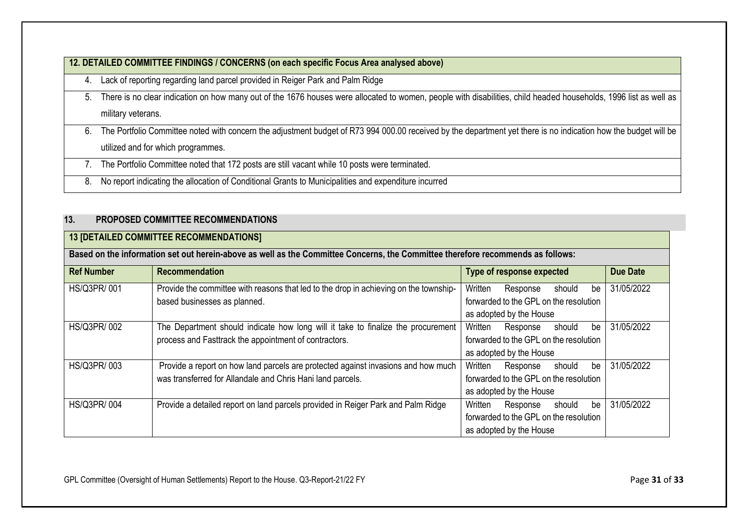| 12. DETAILED COMMITTEE FINDINGS / CONCERNS (on each specific Focus Area analysed above) |
|---|
| 4. Lack of reporting regarding land parcel provided in Reiger Park and Palm Ridge |
| 5. There is no clear indication on how many out of the 1676 houses were allocated to women, people with disabilities, child headed households, 1996 list as well as military veterans. |
| 6. The Portfolio Committee noted with concern the adjustment budget of R73 994 000.00 received by the department yet there is no indication how the budget will be utilized and for which programmes. |
| 7. The Portfolio Committee noted that 172 posts are still vacant while 10 posts were terminated. |
| 8. No report indicating the allocation of Conditional Grants to Municipalities and expenditure incurred |

## 13. PROPOSED COMMITTEE RECOMMENDATIONS

**13 [DETAILED COMMITTEE RECOMMENDATIONS]**

**Based on the information set out herein-above as well as the Committee Concerns, the Committee therefore recommends as follows:**

| Ref Number | Recommendation | Type of response expected | Due Date |
|---|---|---|---|
| HS/Q3PR/ 001 | Provide the committee with reasons that led to the drop in achieving on the township-based businesses as planned. | Written Response should be forwarded to the GPL on the resolution as adopted by the House | 31/05/2022 |
| HS/Q3PR/ 002 | The Department should indicate how long will it take to finalize the procurement process and Fasttrack the appointment of contractors. | Written Response should be forwarded to the GPL on the resolution as adopted by the House | 31/05/2022 |
| HS/Q3PR/ 003 | Provide a report on how land parcels are protected against invasions and how much was transferred for Allandale and Chris Hani land parcels. | Written Response should be forwarded to the GPL on the resolution as adopted by the House | 31/05/2022 |
| HS/Q3PR/ 004 | Provide a detailed report on land parcels provided in Reiger Park and Palm Ridge | Written Response should be forwarded to the GPL on the resolution as adopted by the House | 31/05/2022 |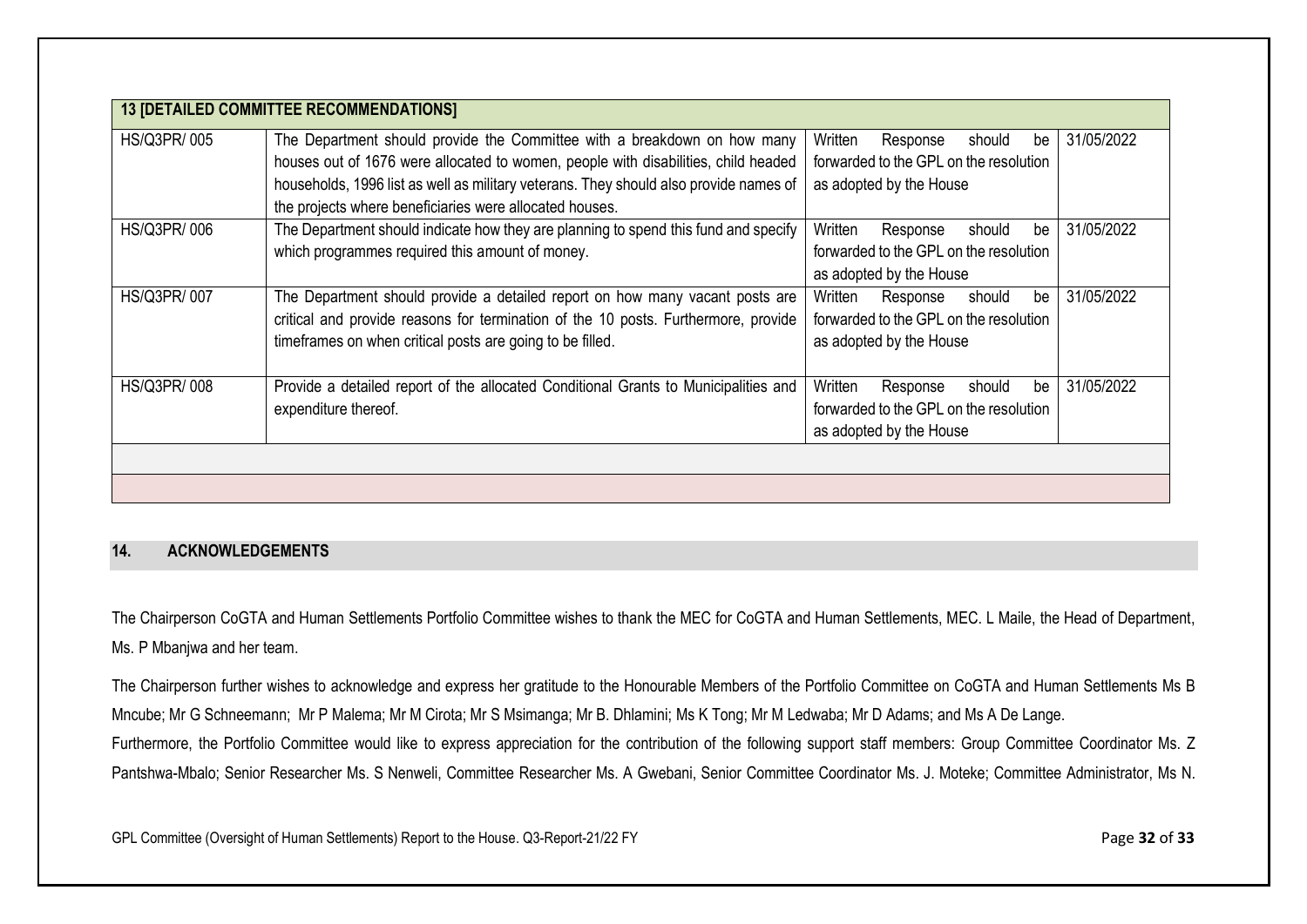| 13 [DETAILED COMMITTEE RECOMMENDATIONS] | | | |
|---|---|---|---|
| HS/Q3PR/ 005 | The Department should provide the Committee with a breakdown on how many houses out of 1676 were allocated to women, people with disabilities, child headed households, 1996 list as well as military veterans. They should also provide names of the projects where beneficiaries were allocated houses. | Written Response should be forwarded to the GPL on the resolution as adopted by the House | 31/05/2022 |
| HS/Q3PR/ 006 | The Department should indicate how they are planning to spend this fund and specify which programmes required this amount of money. | Written Response should be forwarded to the GPL on the resolution as adopted by the House | 31/05/2022 |
| HS/Q3PR/ 007 | The Department should provide a detailed report on how many vacant posts are critical and provide reasons for termination of the 10 posts. Furthermore, provide timeframes on when critical posts are going to be filled. | Written Response should be forwarded to the GPL on the resolution as adopted by the House | 31/05/2022 |
| HS/Q3PR/ 008 | Provide a detailed report of the allocated Conditional Grants to Municipalities and expenditure thereof. | Written Response should be forwarded to the GPL on the resolution as adopted by the House | 31/05/2022 |
| | | | |
| | | | |

## 14. ACKNOWLEDGEMENTS

The Chairperson CoGTA and Human Settlements Portfolio Committee wishes to thank the MEC for CoGTA and Human Settlements, MEC. L Maile, the Head of Department, Ms. P Mbanjwa and her team.

The Chairperson further wishes to acknowledge and express her gratitude to the Honourable Members of the Portfolio Committee on CoGTA and Human Settlements Ms B Mncube; Mr G Schneemann; Mr P Malema; Mr M Cirota; Mr S Msimanga; Mr B. Dhlamini; Ms K Tong; Mr M Ledwaba; Mr D Adams; and Ms A De Lange.

Furthermore, the Portfolio Committee would like to express appreciation for the contribution of the following support staff members: Group Committee Coordinator Ms. Z Pantshwa-Mbalo; Senior Researcher Ms. S Nenweli, Committee Researcher Ms. A Gwebani, Senior Committee Coordinator Ms. J. Moteke; Committee Administrator, Ms N.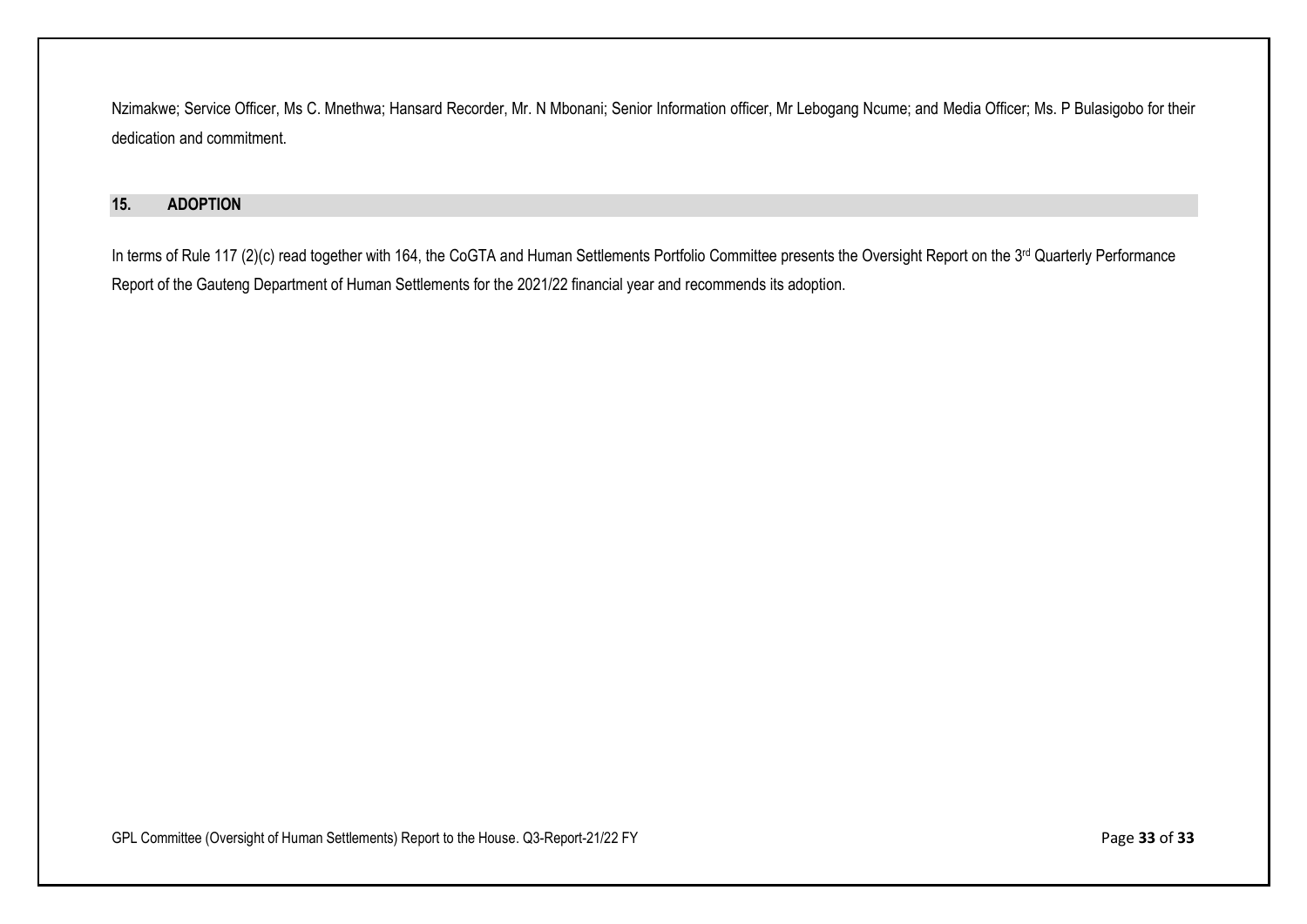Nzimakwe; Service Officer, Ms C. Mnethwa; Hansard Recorder, Mr. N Mbonani; Senior Information officer, Mr Lebogang Ncume; and Media Officer; Ms. P Bulasigobo for their dedication and commitment.

## 15. ADOPTION

In terms of Rule 117 (2)(c) read together with 164, the CoGTA and Human Settlements Portfolio Committee presents the Oversight Report on the 3rd Quarterly Performance Report of the Gauteng Department of Human Settlements for the 2021/22 financial year and recommends its adoption.